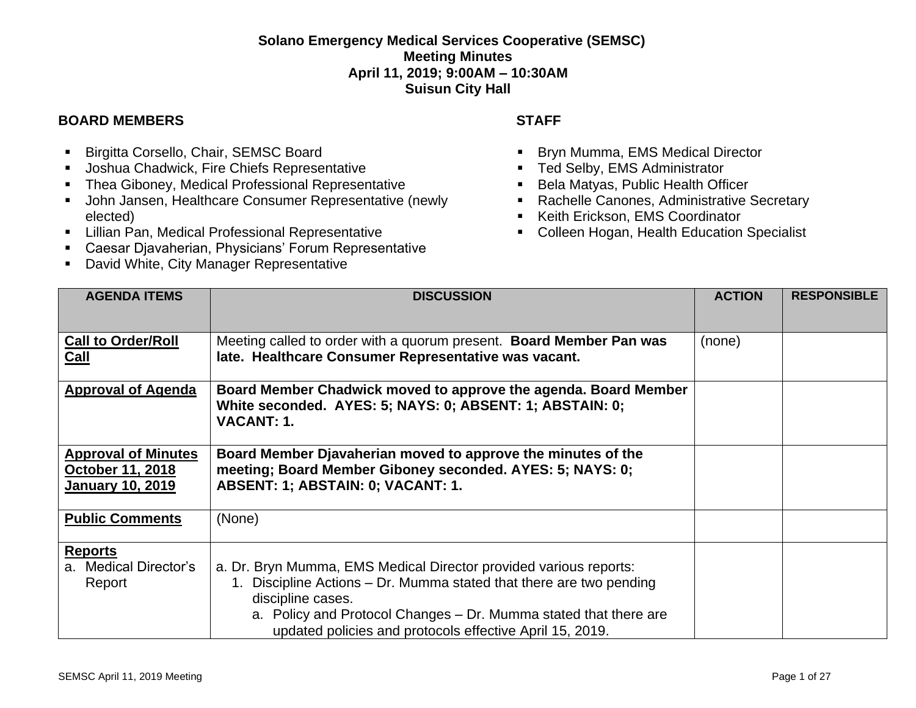**Solano Emergency Medical Services Cooperative (SEMSC)**
**Meeting Minutes**
**April 11, 2019; 9:00AM – 10:30AM**
**Suisun City Hall**

**BOARD MEMBERS**

- Birgitta Corsello, Chair, SEMSC Board
- Joshua Chadwick, Fire Chiefs Representative
- Thea Giboney, Medical Professional Representative
- John Jansen, Healthcare Consumer Representative (newly elected)
- Lillian Pan, Medical Professional Representative
- Caesar Djavaherian, Physicians' Forum Representative
- David White, City Manager Representative

**STAFF**

- Bryn Mumma, EMS Medical Director
- Ted Selby, EMS Administrator
- Bela Matyas, Public Health Officer
- Rachelle Canones, Administrative Secretary
- Keith Erickson, EMS Coordinator
- Colleen Hogan, Health Education Specialist

| AGENDA ITEMS | DISCUSSION | ACTION | RESPONSIBLE |
|---|---|---|---|
| **Call to Order/Roll Call** | Meeting called to order with a quorum present. **Board Member Pan was late. Healthcare Consumer Representative was vacant.** | (none) | |
| **Approval of Agenda** | **Board Member Chadwick moved to approve the agenda. Board Member White seconded. AYES: 5; NAYS: 0; ABSENT: 1; ABSTAIN: 0; VACANT: 1.** | | |
| **Approval of Minutes October 11, 2018 January 10, 2019** | **Board Member Djavaherian moved to approve the minutes of the meeting; Board Member Giboney seconded. AYES: 5; NAYS: 0; ABSENT: 1; ABSTAIN: 0; VACANT: 1.** | | |
| **Public Comments** | (None) | | |
| **Reports** <br> a. Medical Director's Report | a. Dr. Bryn Mumma, EMS Medical Director provided various reports: <br> 1. Discipline Actions – Dr. Mumma stated that there are two pending discipline cases. <br> a. Policy and Protocol Changes – Dr. Mumma stated that there are updated policies and protocols effective April 15, 2019. | | |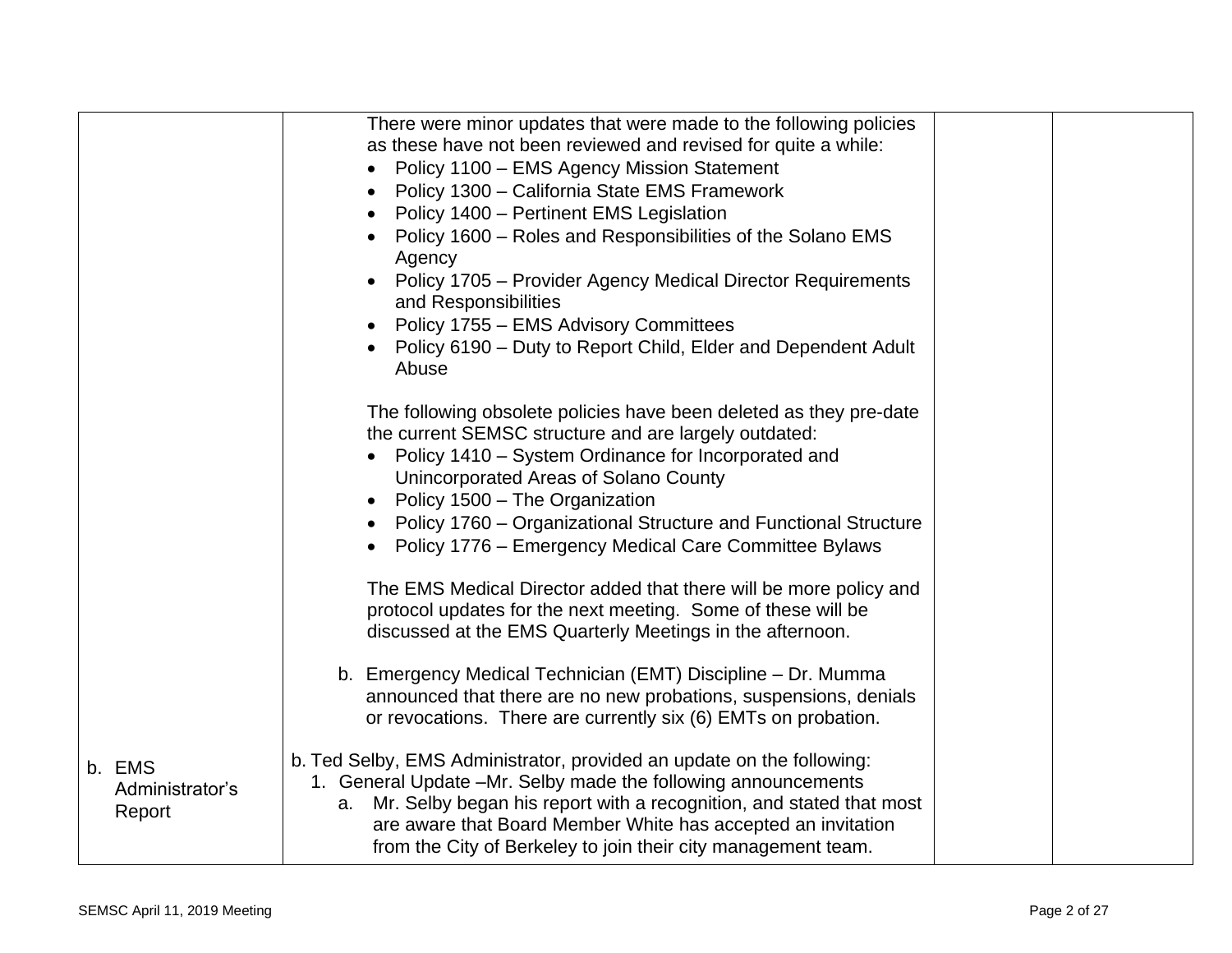| | | | |
|---|---|---|---|
| | There were minor updates that were made to the following policies as these have not been reviewed and revised for quite a while:<br>• Policy 1100 – EMS Agency Mission Statement<br>• Policy 1300 – California State EMS Framework<br>• Policy 1400 – Pertinent EMS Legislation<br>• Policy 1600 – Roles and Responsibilities of the Solano EMS Agency<br>• Policy 1705 – Provider Agency Medical Director Requirements and Responsibilities<br>• Policy 1755 – EMS Advisory Committees<br>• Policy 6190 – Duty to Report Child, Elder and Dependent Adult Abuse<br><br>The following obsolete policies have been deleted as they pre-date the current SEMSC structure and are largely outdated:<br>• Policy 1410 – System Ordinance for Incorporated and Unincorporated Areas of Solano County<br>• Policy 1500 – The Organization<br>• Policy 1760 – Organizational Structure and Functional Structure<br>• Policy 1776 – Emergency Medical Care Committee Bylaws<br><br>The EMS Medical Director added that there will be more policy and protocol updates for the next meeting. Some of these will be discussed at the EMS Quarterly Meetings in the afternoon.<br><br>b. Emergency Medical Technician (EMT) Discipline – Dr. Mumma announced that there are no new probations, suspensions, denials or revocations. There are currently six (6) EMTs on probation. | | |
| b. EMS Administrator's Report | b. Ted Selby, EMS Administrator, provided an update on the following:<br>1. General Update –Mr. Selby made the following announcements<br>a. Mr. Selby began his report with a recognition, and stated that most are aware that Board Member White has accepted an invitation from the City of Berkeley to join their city management team. | | |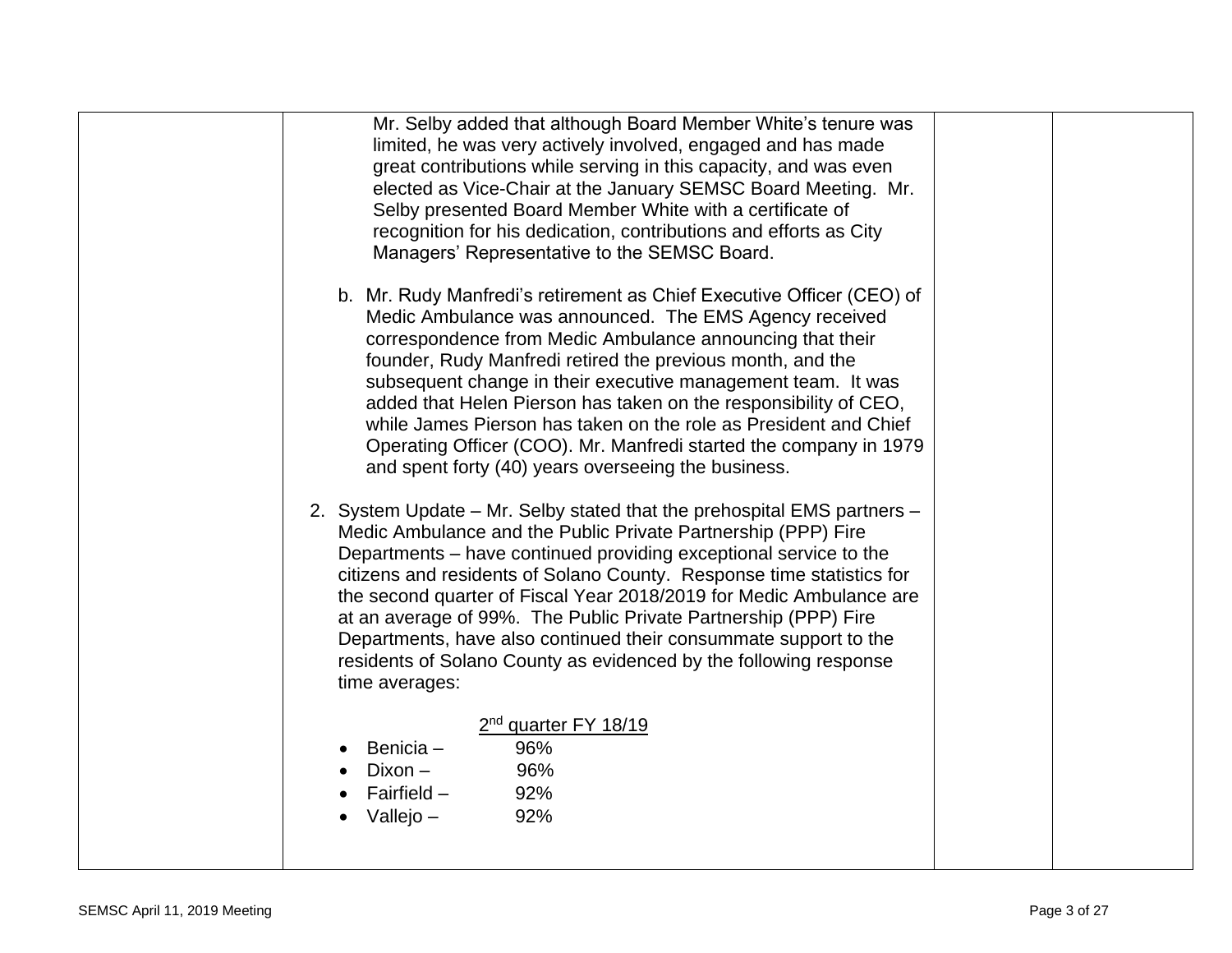Mr. Selby added that although Board Member White's tenure was limited, he was very actively involved, engaged and has made great contributions while serving in this capacity, and was even elected as Vice-Chair at the January SEMSC Board Meeting. Mr. Selby presented Board Member White with a certificate of recognition for his dedication, contributions and efforts as City Managers' Representative to the SEMSC Board.

b. Mr. Rudy Manfredi's retirement as Chief Executive Officer (CEO) of Medic Ambulance was announced. The EMS Agency received correspondence from Medic Ambulance announcing that their founder, Rudy Manfredi retired the previous month, and the subsequent change in their executive management team. It was added that Helen Pierson has taken on the responsibility of CEO, while James Pierson has taken on the role as President and Chief Operating Officer (COO). Mr. Manfredi started the company in 1979 and spent forty (40) years overseeing the business.

2. System Update – Mr. Selby stated that the prehospital EMS partners – Medic Ambulance and the Public Private Partnership (PPP) Fire Departments – have continued providing exceptional service to the citizens and residents of Solano County. Response time statistics for the second quarter of Fiscal Year 2018/2019 for Medic Ambulance are at an average of 99%. The Public Private Partnership (PPP) Fire Departments, have also continued their consummate support to the residents of Solano County as evidenced by the following response time averages:

| | 2nd quarter FY 18/19 |
|---|---|
| Benicia – | 96% |
| Dixon – | 96% |
| Fairfield – | 92% |
| Vallejo – | 92% |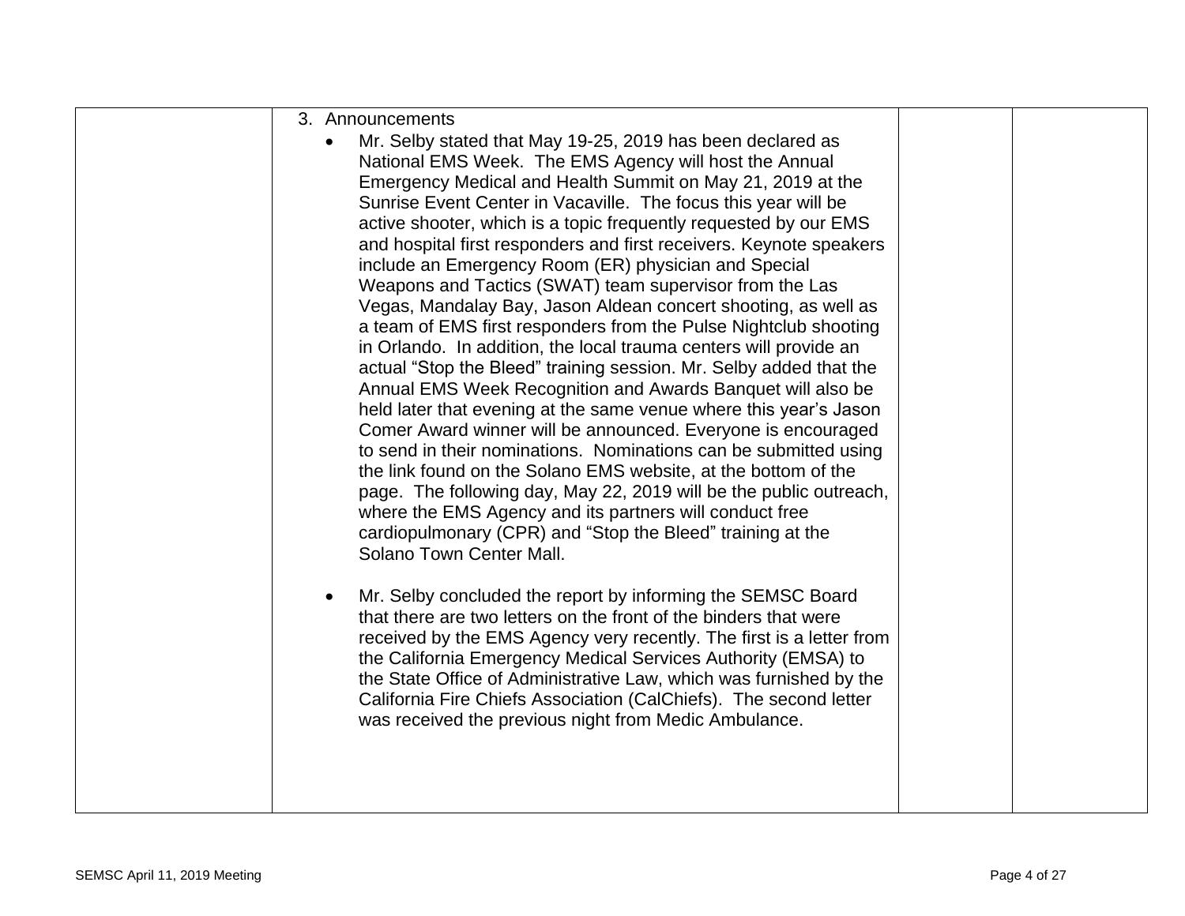| | 3. Announcements<br><br>- Mr. Selby stated that May 19-25, 2019 has been declared as National EMS Week. The EMS Agency will host the Annual Emergency Medical and Health Summit on May 21, 2019 at the Sunrise Event Center in Vacaville. The focus this year will be active shooter, which is a topic frequently requested by our EMS and hospital first responders and first receivers. Keynote speakers include an Emergency Room (ER) physician and Special Weapons and Tactics (SWAT) team supervisor from the Las Vegas, Mandalay Bay, Jason Aldean concert shooting, as well as a team of EMS first responders from the Pulse Nightclub shooting in Orlando. In addition, the local trauma centers will provide an actual "Stop the Bleed" training session. Mr. Selby added that the Annual EMS Week Recognition and Awards Banquet will also be held later that evening at the same venue where this year's Jason Comer Award winner will be announced. Everyone is encouraged to send in their nominations. Nominations can be submitted using the link found on the Solano EMS website, at the bottom of the page. The following day, May 22, 2019 will be the public outreach, where the EMS Agency and its partners will conduct free cardiopulmonary (CPR) and "Stop the Bleed" training at the Solano Town Center Mall.<br><br>- Mr. Selby concluded the report by informing the SEMSC Board that there are two letters on the front of the binders that were received by the EMS Agency very recently. The first is a letter from the California Emergency Medical Services Authority (EMSA) to the State Office of Administrative Law, which was furnished by the California Fire Chiefs Association (CalChiefs). The second letter was received the previous night from Medic Ambulance. | | |
|---|---|---|---|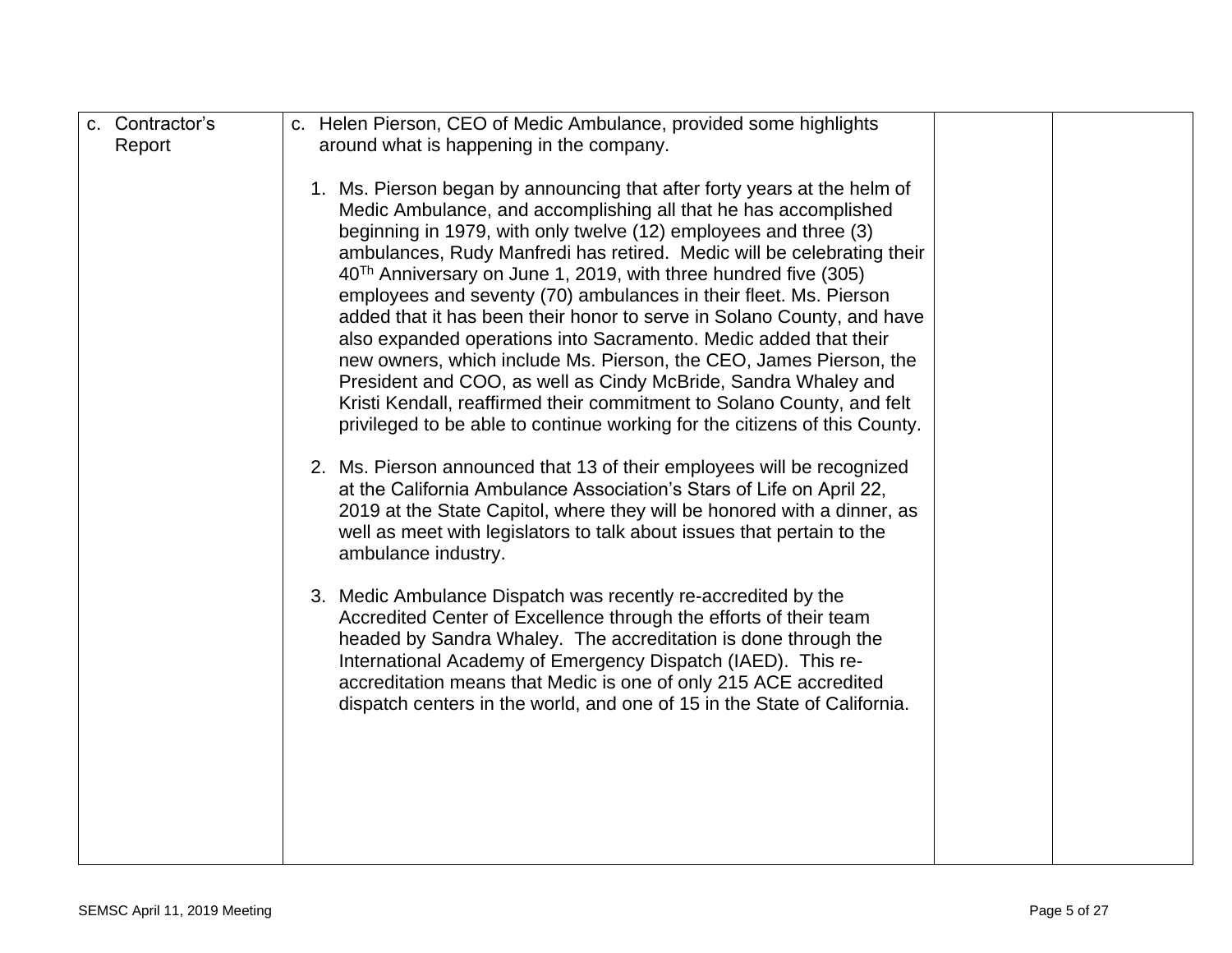| c. Contractor's Report | c. Helen Pierson, CEO of Medic Ambulance, provided some highlights around what is happening in the company.<br><br>1. Ms. Pierson began by announcing that after forty years at the helm of Medic Ambulance, and accomplishing all that he has accomplished beginning in 1979, with only twelve (12) employees and three (3) ambulances, Rudy Manfredi has retired. Medic will be celebrating their 40$^{Th}$ Anniversary on June 1, 2019, with three hundred five (305) employees and seventy (70) ambulances in their fleet. Ms. Pierson added that it has been their honor to serve in Solano County, and have also expanded operations into Sacramento. Medic added that their new owners, which include Ms. Pierson, the CEO, James Pierson, the President and COO, as well as Cindy McBride, Sandra Whaley and Kristi Kendall, reaffirmed their commitment to Solano County, and felt privileged to be able to continue working for the citizens of this County.<br><br>2. Ms. Pierson announced that 13 of their employees will be recognized at the California Ambulance Association's Stars of Life on April 22, 2019 at the State Capitol, where they will be honored with a dinner, as well as meet with legislators to talk about issues that pertain to the ambulance industry.<br><br>3. Medic Ambulance Dispatch was recently re-accredited by the Accredited Center of Excellence through the efforts of their team headed by Sandra Whaley. The accreditation is done through the International Academy of Emergency Dispatch (IAED). This re-accreditation means that Medic is one of only 215 ACE accredited dispatch centers in the world, and one of 15 in the State of California. | | |
|---|---|---|---|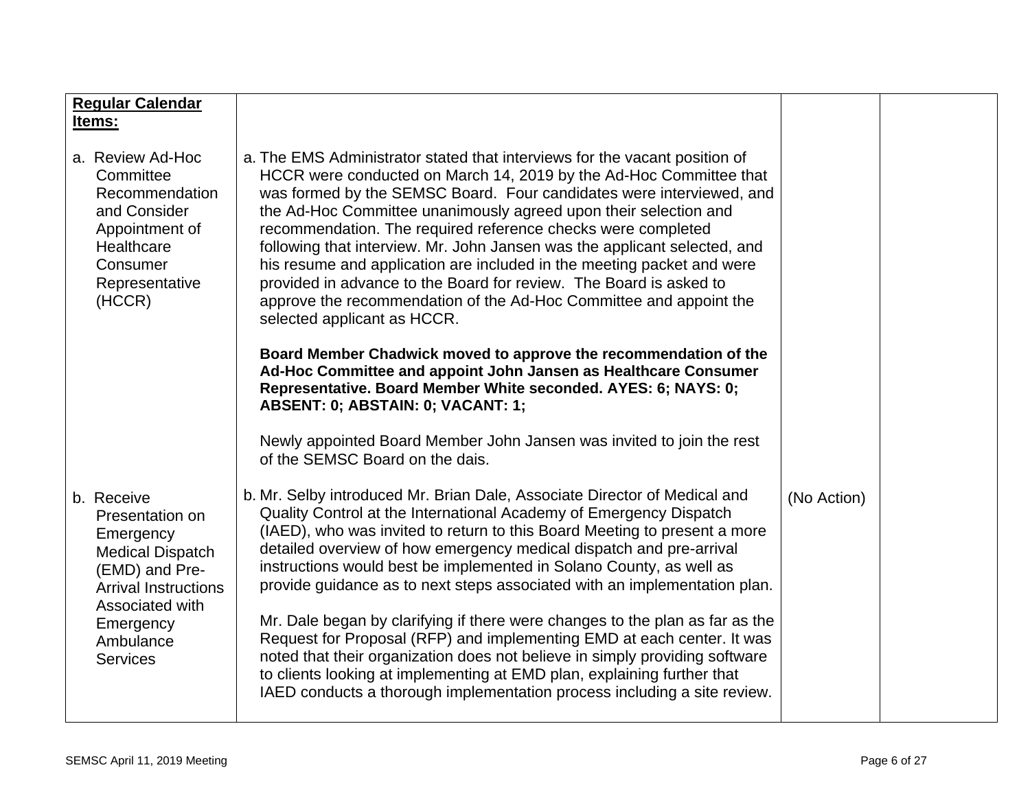| Regular Calendar Items: | | | |
|---|---|---|---|
| a. Review Ad-Hoc Committee Recommendation and Consider Appointment of Healthcare Consumer Representative (HCCR) | a. The EMS Administrator stated that interviews for the vacant position of HCCR were conducted on March 14, 2019 by the Ad-Hoc Committee that was formed by the SEMSC Board. Four candidates were interviewed, and the Ad-Hoc Committee unanimously agreed upon their selection and recommendation. The required reference checks were completed following that interview. Mr. John Jansen was the applicant selected, and his resume and application are included in the meeting packet and were provided in advance to the Board for review. The Board is asked to approve the recommendation of the Ad-Hoc Committee and appoint the selected applicant as HCCR.<br><br>**Board Member Chadwick moved to approve the recommendation of the Ad-Hoc Committee and appoint John Jansen as Healthcare Consumer Representative. Board Member White seconded. AYES: 6; NAYS: 0; ABSENT: 0; ABSTAIN: 0; VACANT: 1;**<br><br>Newly appointed Board Member John Jansen was invited to join the rest of the SEMSC Board on the dais. | | |
| b. Receive Presentation on Emergency Medical Dispatch (EMD) and Pre-Arrival Instructions Associated with Emergency Ambulance Services | b. Mr. Selby introduced Mr. Brian Dale, Associate Director of Medical and Quality Control at the International Academy of Emergency Dispatch (IAED), who was invited to return to this Board Meeting to present a more detailed overview of how emergency medical dispatch and pre-arrival instructions would best be implemented in Solano County, as well as provide guidance as to next steps associated with an implementation plan.<br><br>Mr. Dale began by clarifying if there were changes to the plan as far as the Request for Proposal (RFP) and implementing EMD at each center. It was noted that their organization does not believe in simply providing software to clients looking at implementing at EMD plan, explaining further that IAED conducts a thorough implementation process including a site review. | (No Action) | |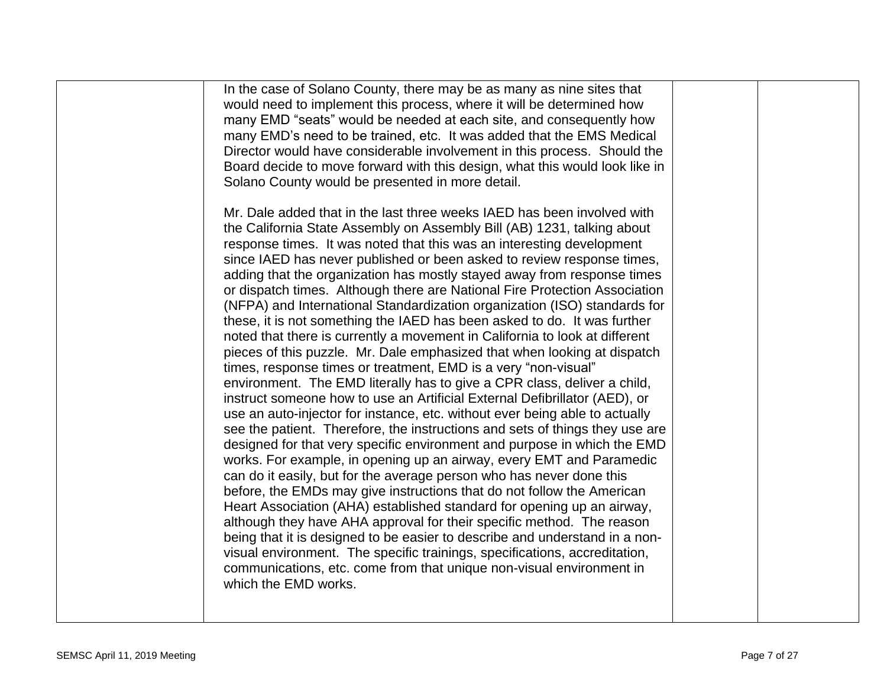| | | | |
|---|---|---|---|
| | In the case of Solano County, there may be as many as nine sites that would need to implement this process, where it will be determined how many EMD "seats" would be needed at each site, and consequently how many EMD's need to be trained, etc. It was added that the EMS Medical Director would have considerable involvement in this process. Should the Board decide to move forward with this design, what this would look like in Solano County would be presented in more detail.<br><br>Mr. Dale added that in the last three weeks IAED has been involved with the California State Assembly on Assembly Bill (AB) 1231, talking about response times. It was noted that this was an interesting development since IAED has never published or been asked to review response times, adding that the organization has mostly stayed away from response times or dispatch times. Although there are National Fire Protection Association (NFPA) and International Standardization organization (ISO) standards for these, it is not something the IAED has been asked to do. It was further noted that there is currently a movement in California to look at different pieces of this puzzle. Mr. Dale emphasized that when looking at dispatch times, response times or treatment, EMD is a very "non-visual" environment. The EMD literally has to give a CPR class, deliver a child, instruct someone how to use an Artificial External Defibrillator (AED), or use an auto-injector for instance, etc. without ever being able to actually see the patient. Therefore, the instructions and sets of things they use are designed for that very specific environment and purpose in which the EMD works. For example, in opening up an airway, every EMT and Paramedic can do it easily, but for the average person who has never done this before, the EMDs may give instructions that do not follow the American Heart Association (AHA) established standard for opening up an airway, although they have AHA approval for their specific method. The reason being that it is designed to be easier to describe and understand in a non-visual environment. The specific trainings, specifications, accreditation, communications, etc. come from that unique non-visual environment in which the EMD works. | | |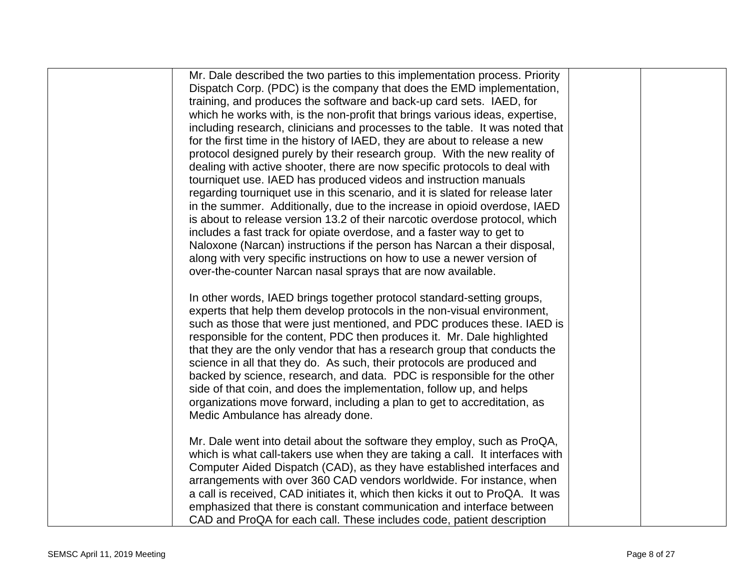| | | | |
|---|---|---|---|
| | Mr. Dale described the two parties to this implementation process. Priority Dispatch Corp. (PDC) is the company that does the EMD implementation, training, and produces the software and back-up card sets. IAED, for which he works with, is the non-profit that brings various ideas, expertise, including research, clinicians and processes to the table. It was noted that for the first time in the history of IAED, they are about to release a new protocol designed purely by their research group. With the new reality of dealing with active shooter, there are now specific protocols to deal with tourniquet use. IAED has produced videos and instruction manuals regarding tourniquet use in this scenario, and it is slated for release later in the summer. Additionally, due to the increase in opioid overdose, IAED is about to release version 13.2 of their narcotic overdose protocol, which includes a fast track for opiate overdose, and a faster way to get to Naloxone (Narcan) instructions if the person has Narcan a their disposal, along with very specific instructions on how to use a newer version of over-the-counter Narcan nasal sprays that are now available.<br><br>In other words, IAED brings together protocol standard-setting groups, experts that help them develop protocols in the non-visual environment, such as those that were just mentioned, and PDC produces these. IAED is responsible for the content, PDC then produces it. Mr. Dale highlighted that they are the only vendor that has a research group that conducts the science in all that they do. As such, their protocols are produced and backed by science, research, and data. PDC is responsible for the other side of that coin, and does the implementation, follow up, and helps organizations move forward, including a plan to get to accreditation, as Medic Ambulance has already done.<br><br>Mr. Dale went into detail about the software they employ, such as ProQA, which is what call-takers use when they are taking a call. It interfaces with Computer Aided Dispatch (CAD), as they have established interfaces and arrangements with over 360 CAD vendors worldwide. For instance, when a call is received, CAD initiates it, which then kicks it out to ProQA. It was emphasized that there is constant communication and interface between CAD and ProQA for each call. These includes code, patient description | | |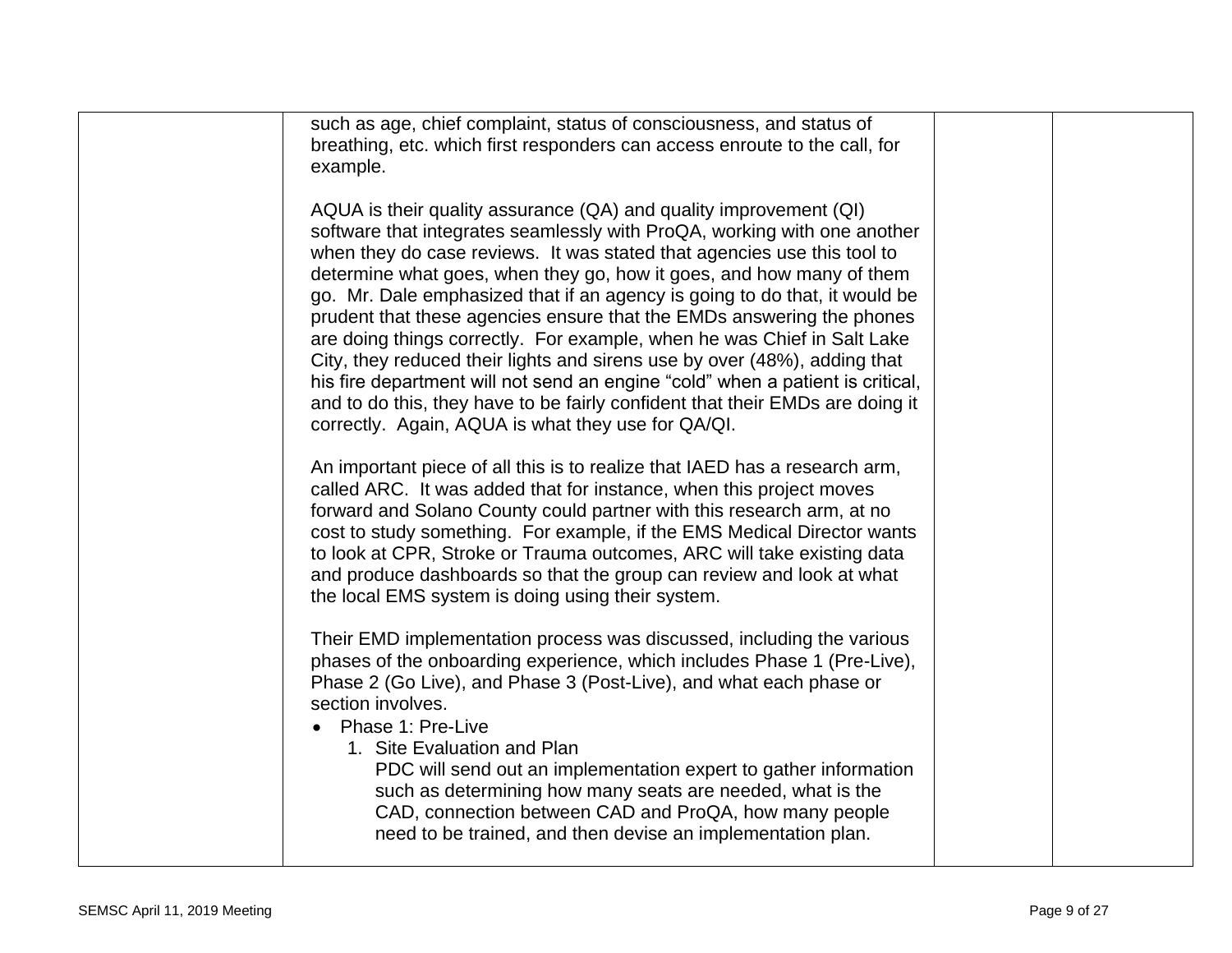| | such as age, chief complaint, status of consciousness, and status of breathing, etc. which first responders can access enroute to the call, for example.<br><br>AQUA is their quality assurance (QA) and quality improvement (QI) software that integrates seamlessly with ProQA, working with one another when they do case reviews. It was stated that agencies use this tool to determine what goes, when they go, how it goes, and how many of them go. Mr. Dale emphasized that if an agency is going to do that, it would be prudent that these agencies ensure that the EMDs answering the phones are doing things correctly. For example, when he was Chief in Salt Lake City, they reduced their lights and sirens use by over (48%), adding that his fire department will not send an engine "cold" when a patient is critical, and to do this, they have to be fairly confident that their EMDs are doing it correctly. Again, AQUA is what they use for QA/QI.<br><br>An important piece of all this is to realize that IAED has a research arm, called ARC. It was added that for instance, when this project moves forward and Solano County could partner with this research arm, at no cost to study something. For example, if the EMS Medical Director wants to look at CPR, Stroke or Trauma outcomes, ARC will take existing data and produce dashboards so that the group can review and look at what the local EMS system is doing using their system.<br><br>Their EMD implementation process was discussed, including the various phases of the onboarding experience, which includes Phase 1 (Pre-Live), Phase 2 (Go Live), and Phase 3 (Post-Live), and what each phase or section involves.<br>• Phase 1: Pre-Live<br>&nbsp;&nbsp;&nbsp;&nbsp;1. Site Evaluation and Plan<br>&nbsp;&nbsp;&nbsp;&nbsp;PDC will send out an implementation expert to gather information such as determining how many seats are needed, what is the CAD, connection between CAD and ProQA, how many people need to be trained, and then devise an implementation plan. | | |
|---|---|---|---|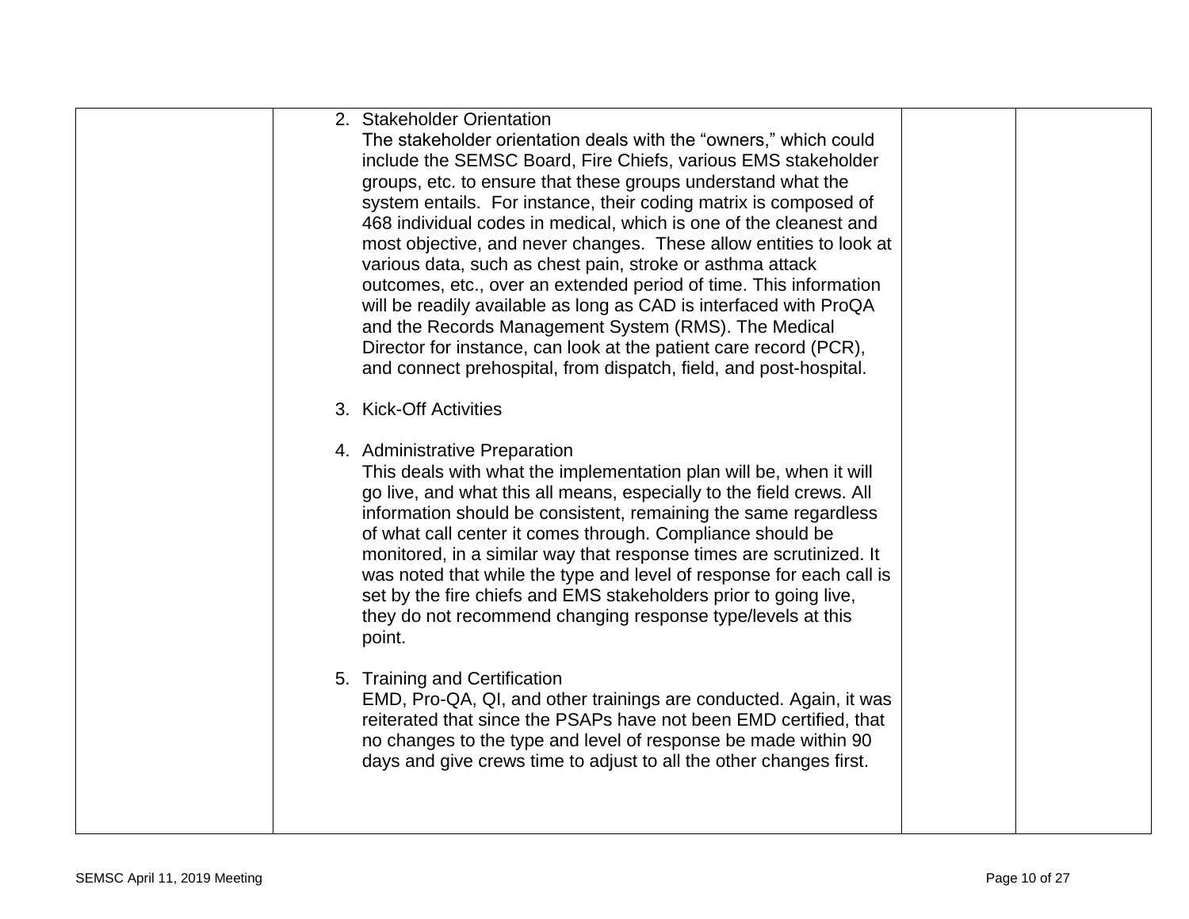| | | | |
|---|---|---|---|
| | 2. Stakeholder Orientation<br>The stakeholder orientation deals with the "owners," which could include the SEMSC Board, Fire Chiefs, various EMS stakeholder groups, etc. to ensure that these groups understand what the system entails. For instance, their coding matrix is composed of 468 individual codes in medical, which is one of the cleanest and most objective, and never changes. These allow entities to look at various data, such as chest pain, stroke or asthma attack outcomes, etc., over an extended period of time. This information will be readily available as long as CAD is interfaced with ProQA and the Records Management System (RMS). The Medical Director for instance, can look at the patient care record (PCR), and connect prehospital, from dispatch, field, and post-hospital.<br><br>3. Kick-Off Activities<br><br>4. Administrative Preparation<br>This deals with what the implementation plan will be, when it will go live, and what this all means, especially to the field crews. All information should be consistent, remaining the same regardless of what call center it comes through. Compliance should be monitored, in a similar way that response times are scrutinized. It was noted that while the type and level of response for each call is set by the fire chiefs and EMS stakeholders prior to going live, they do not recommend changing response type/levels at this point.<br><br>5. Training and Certification<br>EMD, Pro-QA, QI, and other trainings are conducted. Again, it was reiterated that since the PSAPs have not been EMD certified, that no changes to the type and level of response be made within 90 days and give crews time to adjust to all the other changes first. | | |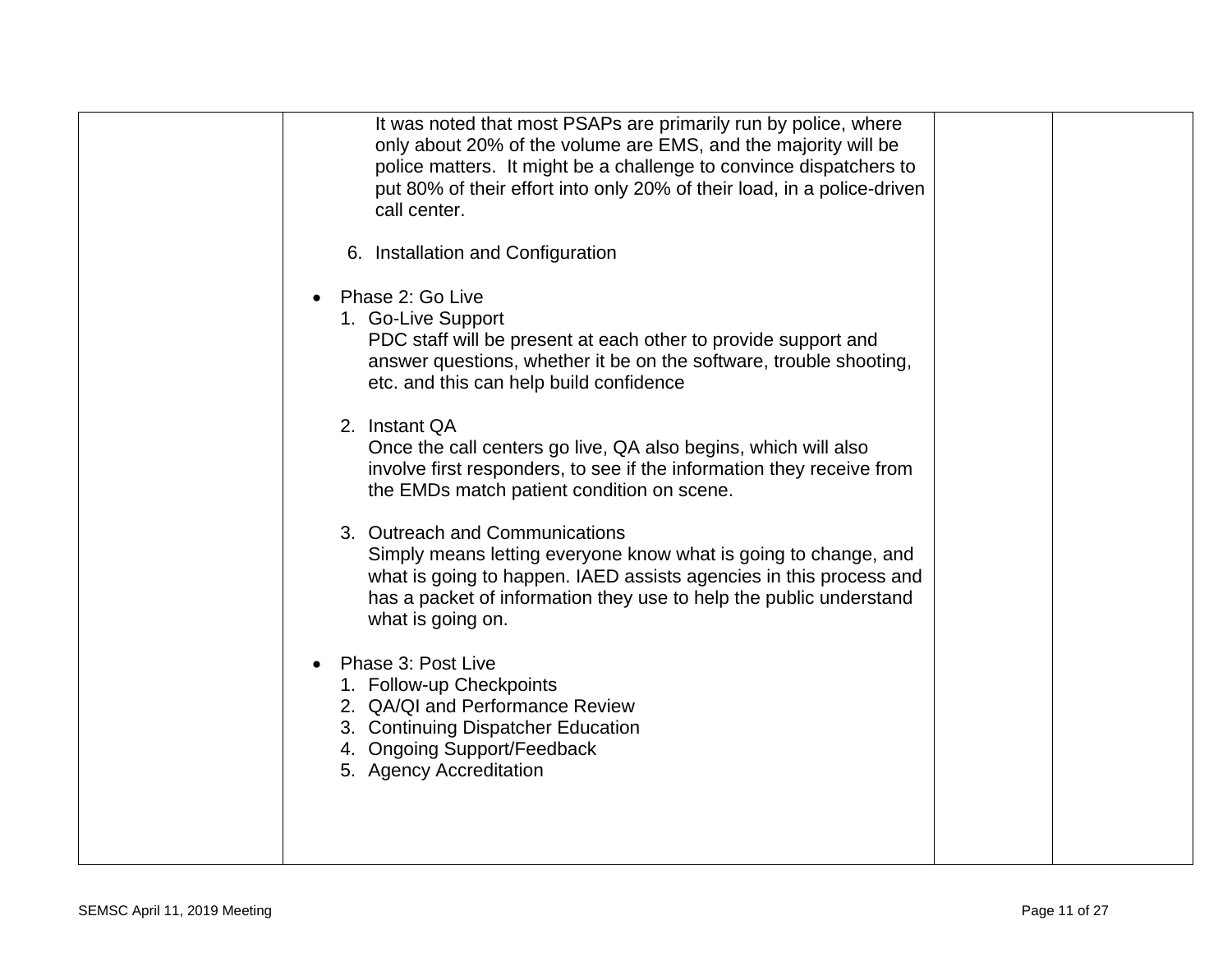| | | | |
|---|---|---|---|
| | It was noted that most PSAPs are primarily run by police, where only about 20% of the volume are EMS, and the majority will be police matters. It might be a challenge to convince dispatchers to put 80% of their effort into only 20% of their load, in a police-driven call center.<br><br>6. Installation and Configuration<br><br>• Phase 2: Go Live<br>1. Go-Live Support<br>PDC staff will be present at each other to provide support and answer questions, whether it be on the software, trouble shooting, etc. and this can help build confidence<br><br>2. Instant QA<br>Once the call centers go live, QA also begins, which will also involve first responders, to see if the information they receive from the EMDs match patient condition on scene.<br><br>3. Outreach and Communications<br>Simply means letting everyone know what is going to change, and what is going to happen. IAED assists agencies in this process and has a packet of information they use to help the public understand what is going on.<br><br>• Phase 3: Post Live<br>1. Follow-up Checkpoints<br>2. QA/QI and Performance Review<br>3. Continuing Dispatcher Education<br>4. Ongoing Support/Feedback<br>5. Agency Accreditation | | |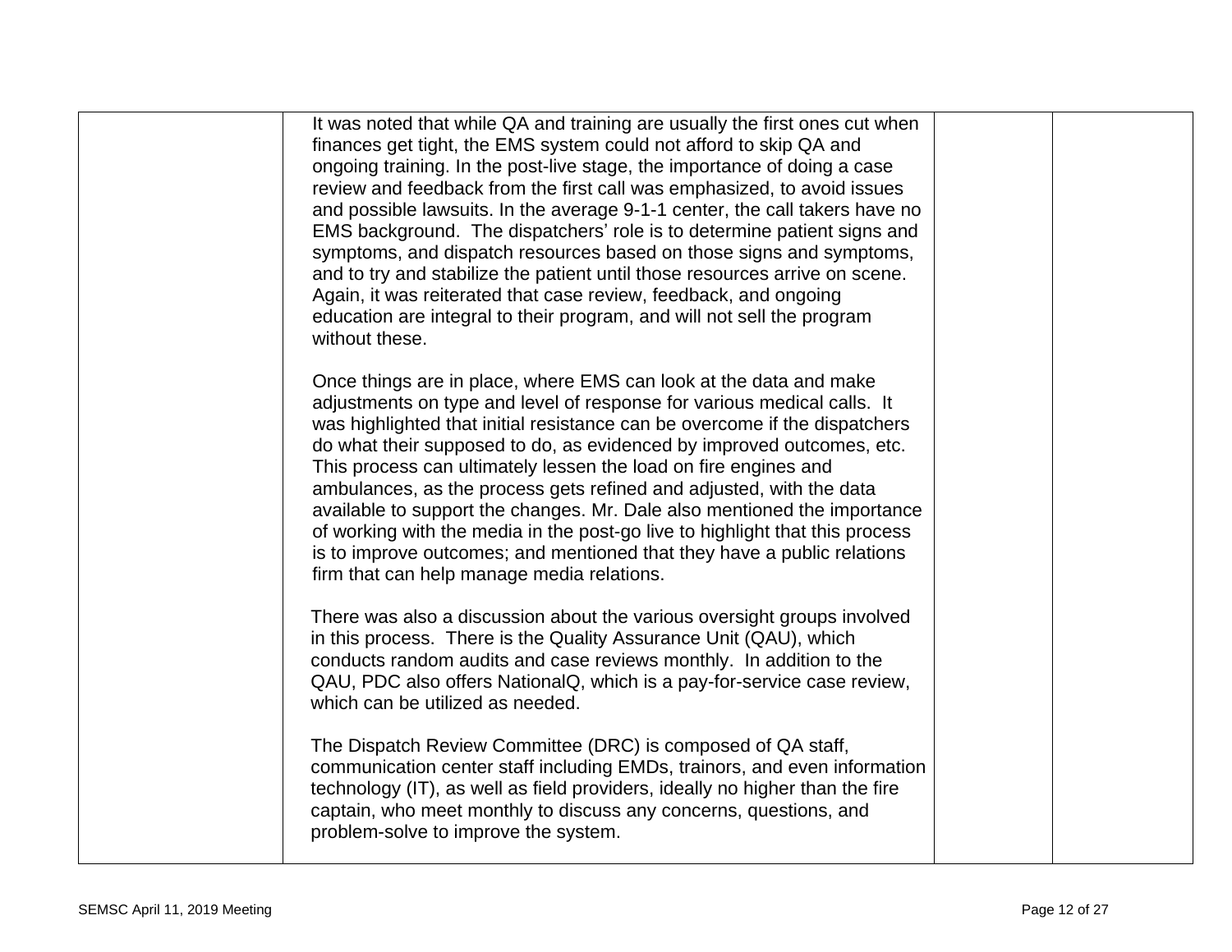| | | | |
|---|---|---|---|
| | It was noted that while QA and training are usually the first ones cut when finances get tight, the EMS system could not afford to skip QA and ongoing training. In the post-live stage, the importance of doing a case review and feedback from the first call was emphasized, to avoid issues and possible lawsuits. In the average 9-1-1 center, the call takers have no EMS background. The dispatchers' role is to determine patient signs and symptoms, and dispatch resources based on those signs and symptoms, and to try and stabilize the patient until those resources arrive on scene. Again, it was reiterated that case review, feedback, and ongoing education are integral to their program, and will not sell the program without these.<br><br>Once things are in place, where EMS can look at the data and make adjustments on type and level of response for various medical calls. It was highlighted that initial resistance can be overcome if the dispatchers do what their supposed to do, as evidenced by improved outcomes, etc. This process can ultimately lessen the load on fire engines and ambulances, as the process gets refined and adjusted, with the data available to support the changes. Mr. Dale also mentioned the importance of working with the media in the post-go live to highlight that this process is to improve outcomes; and mentioned that they have a public relations firm that can help manage media relations.<br><br>There was also a discussion about the various oversight groups involved in this process. There is the Quality Assurance Unit (QAU), which conducts random audits and case reviews monthly. In addition to the QAU, PDC also offers NationalQ, which is a pay-for-service case review, which can be utilized as needed.<br><br>The Dispatch Review Committee (DRC) is composed of QA staff, communication center staff including EMDs, trainors, and even information technology (IT), as well as field providers, ideally no higher than the fire captain, who meet monthly to discuss any concerns, questions, and problem-solve to improve the system. | | |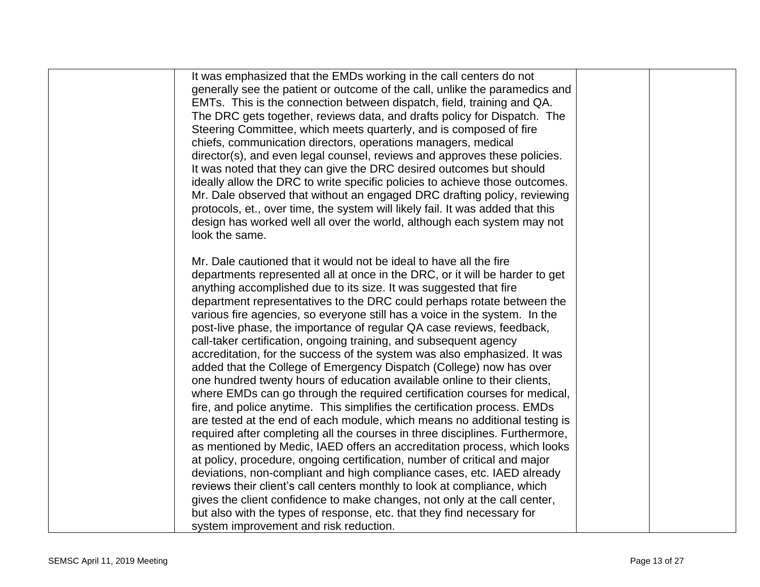| | | | |
|---|---|---|---|
| | It was emphasized that the EMDs working in the call centers do not generally see the patient or outcome of the call, unlike the paramedics and EMTs. This is the connection between dispatch, field, training and QA. The DRC gets together, reviews data, and drafts policy for Dispatch. The Steering Committee, which meets quarterly, and is composed of fire chiefs, communication directors, operations managers, medical director(s), and even legal counsel, reviews and approves these policies. It was noted that they can give the DRC desired outcomes but should ideally allow the DRC to write specific policies to achieve those outcomes. Mr. Dale observed that without an engaged DRC drafting policy, reviewing protocols, et., over time, the system will likely fail. It was added that this design has worked well all over the world, although each system may not look the same.<br><br>Mr. Dale cautioned that it would not be ideal to have all the fire departments represented all at once in the DRC, or it will be harder to get anything accomplished due to its size. It was suggested that fire department representatives to the DRC could perhaps rotate between the various fire agencies, so everyone still has a voice in the system. In the post-live phase, the importance of regular QA case reviews, feedback, call-taker certification, ongoing training, and subsequent agency accreditation, for the success of the system was also emphasized. It was added that the College of Emergency Dispatch (College) now has over one hundred twenty hours of education available online to their clients, where EMDs can go through the required certification courses for medical, fire, and police anytime. This simplifies the certification process. EMDs are tested at the end of each module, which means no additional testing is required after completing all the courses in three disciplines. Furthermore, as mentioned by Medic, IAED offers an accreditation process, which looks at policy, procedure, ongoing certification, number of critical and major deviations, non-compliant and high compliance cases, etc. IAED already reviews their client's call centers monthly to look at compliance, which gives the client confidence to make changes, not only at the call center, but also with the types of response, etc. that they find necessary for system improvement and risk reduction. | | |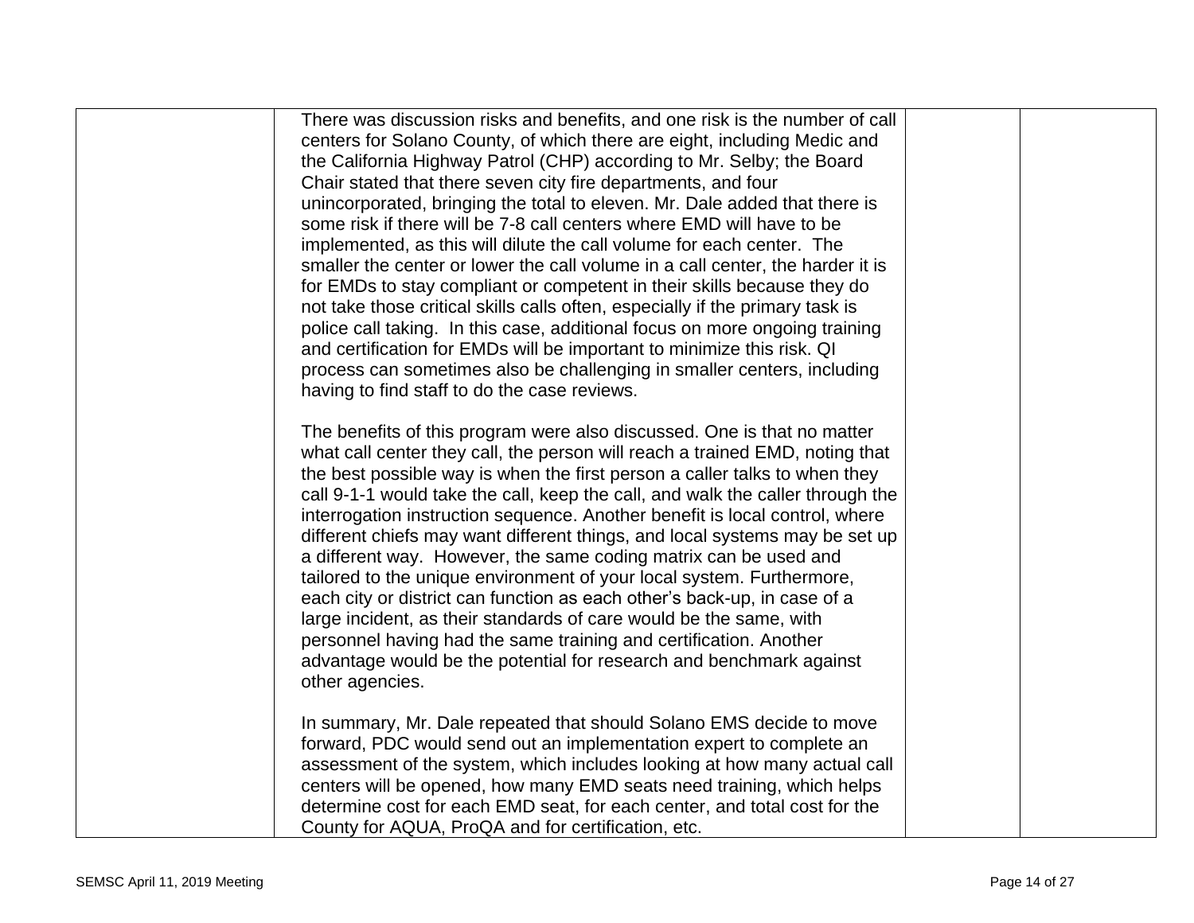| | | | |
|---|---|---|---|
| | There was discussion risks and benefits, and one risk is the number of call centers for Solano County, of which there are eight, including Medic and the California Highway Patrol (CHP) according to Mr. Selby; the Board Chair stated that there seven city fire departments, and four unincorporated, bringing the total to eleven. Mr. Dale added that there is some risk if there will be 7-8 call centers where EMD will have to be implemented, as this will dilute the call volume for each center. The smaller the center or lower the call volume in a call center, the harder it is for EMDs to stay compliant or competent in their skills because they do not take those critical skills calls often, especially if the primary task is police call taking. In this case, additional focus on more ongoing training and certification for EMDs will be important to minimize this risk. QI process can sometimes also be challenging in smaller centers, including having to find staff to do the case reviews.<br><br>The benefits of this program were also discussed. One is that no matter what call center they call, the person will reach a trained EMD, noting that the best possible way is when the first person a caller talks to when they call 9-1-1 would take the call, keep the call, and walk the caller through the interrogation instruction sequence. Another benefit is local control, where different chiefs may want different things, and local systems may be set up a different way. However, the same coding matrix can be used and tailored to the unique environment of your local system. Furthermore, each city or district can function as each other's back-up, in case of a large incident, as their standards of care would be the same, with personnel having had the same training and certification. Another advantage would be the potential for research and benchmark against other agencies.<br><br>In summary, Mr. Dale repeated that should Solano EMS decide to move forward, PDC would send out an implementation expert to complete an assessment of the system, which includes looking at how many actual call centers will be opened, how many EMD seats need training, which helps determine cost for each EMD seat, for each center, and total cost for the County for AQUA, ProQA and for certification, etc. | | |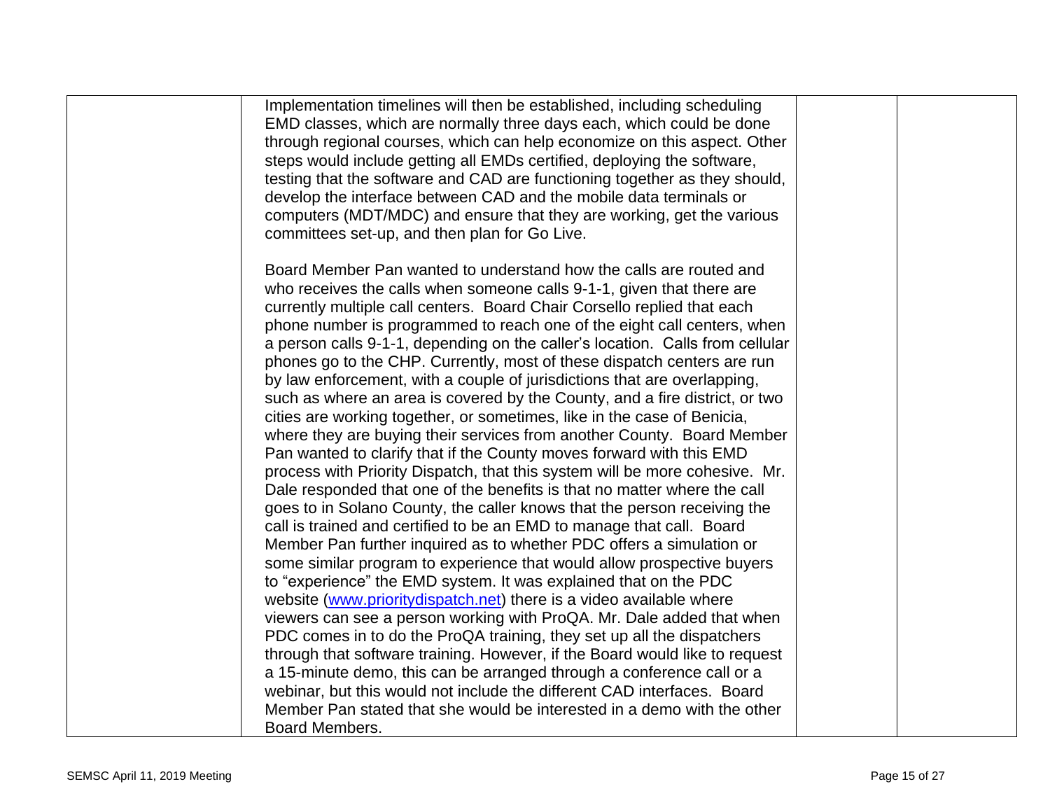| | | | |
|---|---|---|---|
| | Implementation timelines will then be established, including scheduling EMD classes, which are normally three days each, which could be done through regional courses, which can help economize on this aspect. Other steps would include getting all EMDs certified, deploying the software, testing that the software and CAD are functioning together as they should, develop the interface between CAD and the mobile data terminals or computers (MDT/MDC) and ensure that they are working, get the various committees set-up, and then plan for Go Live.<br><br>Board Member Pan wanted to understand how the calls are routed and who receives the calls when someone calls 9-1-1, given that there are currently multiple call centers. Board Chair Corsello replied that each phone number is programmed to reach one of the eight call centers, when a person calls 9-1-1, depending on the caller's location. Calls from cellular phones go to the CHP. Currently, most of these dispatch centers are run by law enforcement, with a couple of jurisdictions that are overlapping, such as where an area is covered by the County, and a fire district, or two cities are working together, or sometimes, like in the case of Benicia, where they are buying their services from another County. Board Member Pan wanted to clarify that if the County moves forward with this EMD process with Priority Dispatch, that this system will be more cohesive. Mr. Dale responded that one of the benefits is that no matter where the call goes to in Solano County, the caller knows that the person receiving the call is trained and certified to be an EMD to manage that call. Board Member Pan further inquired as to whether PDC offers a simulation or some similar program to experience that would allow prospective buyers to "experience" the EMD system. It was explained that on the PDC website ([www.prioritydispatch.net](http://www.prioritydispatch.net)) there is a video available where viewers can see a person working with ProQA. Mr. Dale added that when PDC comes in to do the ProQA training, they set up all the dispatchers through that software training. However, if the Board would like to request a 15-minute demo, this can be arranged through a conference call or a webinar, but this would not include the different CAD interfaces. Board Member Pan stated that she would be interested in a demo with the other Board Members. | | |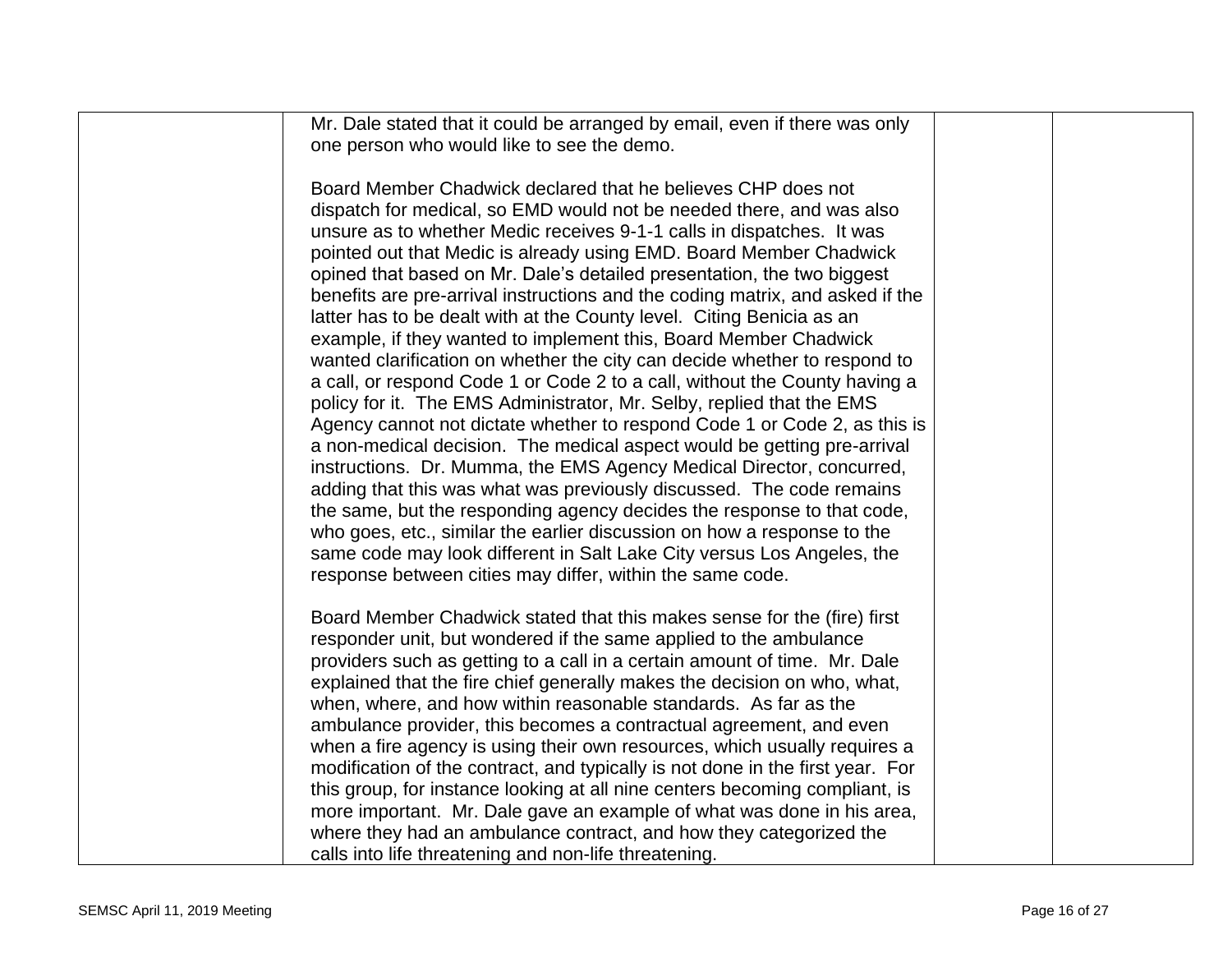| | | | |
|---|---|---|---|
| | Mr. Dale stated that it could be arranged by email, even if there was only one person who would like to see the demo.<br><br>Board Member Chadwick declared that he believes CHP does not dispatch for medical, so EMD would not be needed there, and was also unsure as to whether Medic receives 9-1-1 calls in dispatches. It was pointed out that Medic is already using EMD. Board Member Chadwick opined that based on Mr. Dale's detailed presentation, the two biggest benefits are pre-arrival instructions and the coding matrix, and asked if the latter has to be dealt with at the County level. Citing Benicia as an example, if they wanted to implement this, Board Member Chadwick wanted clarification on whether the city can decide whether to respond to a call, or respond Code 1 or Code 2 to a call, without the County having a policy for it. The EMS Administrator, Mr. Selby, replied that the EMS Agency cannot not dictate whether to respond Code 1 or Code 2, as this is a non-medical decision. The medical aspect would be getting pre-arrival instructions. Dr. Mumma, the EMS Agency Medical Director, concurred, adding that this was what was previously discussed. The code remains the same, but the responding agency decides the response to that code, who goes, etc., similar the earlier discussion on how a response to the same code may look different in Salt Lake City versus Los Angeles, the response between cities may differ, within the same code.<br><br>Board Member Chadwick stated that this makes sense for the (fire) first responder unit, but wondered if the same applied to the ambulance providers such as getting to a call in a certain amount of time. Mr. Dale explained that the fire chief generally makes the decision on who, what, when, where, and how within reasonable standards. As far as the ambulance provider, this becomes a contractual agreement, and even when a fire agency is using their own resources, which usually requires a modification of the contract, and typically is not done in the first year. For this group, for instance looking at all nine centers becoming compliant, is more important. Mr. Dale gave an example of what was done in his area, where they had an ambulance contract, and how they categorized the calls into life threatening and non-life threatening. | | |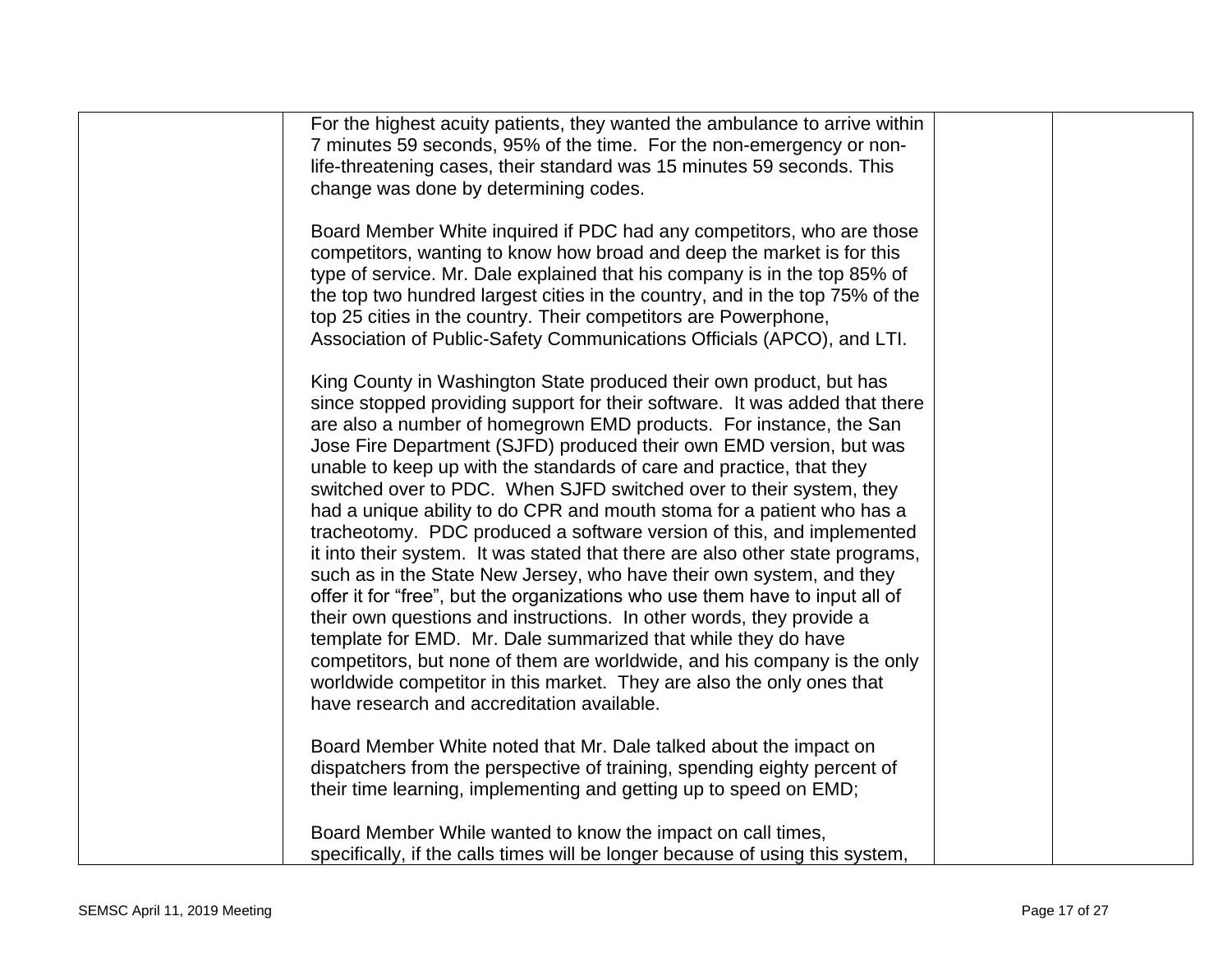| | | | |
|---|---|---|---|
| | For the highest acuity patients, they wanted the ambulance to arrive within 7 minutes 59 seconds, 95% of the time. For the non-emergency or non-life-threatening cases, their standard was 15 minutes 59 seconds. This change was done by determining codes.<br><br>Board Member White inquired if PDC had any competitors, who are those competitors, wanting to know how broad and deep the market is for this type of service. Mr. Dale explained that his company is in the top 85% of the top two hundred largest cities in the country, and in the top 75% of the top 25 cities in the country. Their competitors are Powerphone, Association of Public-Safety Communications Officials (APCO), and LTI.<br><br>King County in Washington State produced their own product, but has since stopped providing support for their software. It was added that there are also a number of homegrown EMD products. For instance, the San Jose Fire Department (SJFD) produced their own EMD version, but was unable to keep up with the standards of care and practice, that they switched over to PDC. When SJFD switched over to their system, they had a unique ability to do CPR and mouth stoma for a patient who has a tracheotomy. PDC produced a software version of this, and implemented it into their system. It was stated that there are also other state programs, such as in the State New Jersey, who have their own system, and they offer it for "free", but the organizations who use them have to input all of their own questions and instructions. In other words, they provide a template for EMD. Mr. Dale summarized that while they do have competitors, but none of them are worldwide, and his company is the only worldwide competitor in this market. They are also the only ones that have research and accreditation available.<br><br>Board Member White noted that Mr. Dale talked about the impact on dispatchers from the perspective of training, spending eighty percent of their time learning, implementing and getting up to speed on EMD;<br><br>Board Member While wanted to know the impact on call times, specifically, if the calls times will be longer because of using this system, | | |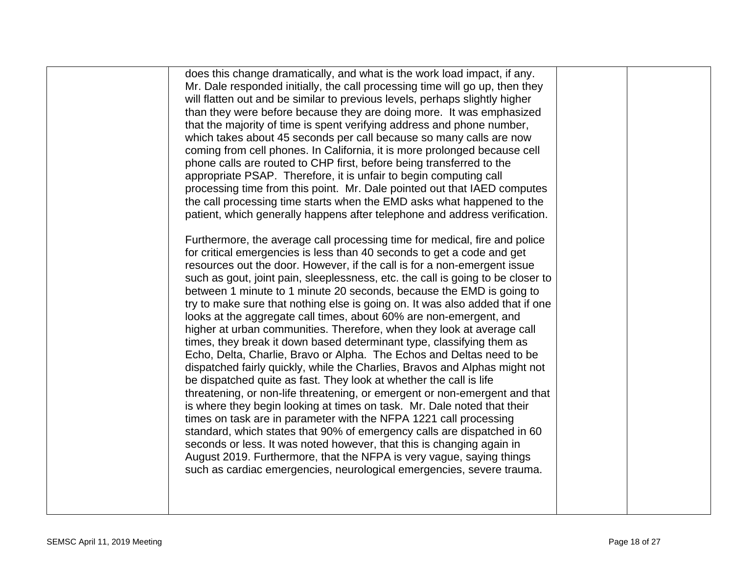| | | | |
|---|---|---|---|
| | does this change dramatically, and what is the work load impact, if any. Mr. Dale responded initially, the call processing time will go up, then they will flatten out and be similar to previous levels, perhaps slightly higher than they were before because they are doing more. It was emphasized that the majority of time is spent verifying address and phone number, which takes about 45 seconds per call because so many calls are now coming from cell phones. In California, it is more prolonged because cell phone calls are routed to CHP first, before being transferred to the appropriate PSAP. Therefore, it is unfair to begin computing call processing time from this point. Mr. Dale pointed out that IAED computes the call processing time starts when the EMD asks what happened to the patient, which generally happens after telephone and address verification.<br><br>Furthermore, the average call processing time for medical, fire and police for critical emergencies is less than 40 seconds to get a code and get resources out the door. However, if the call is for a non-emergent issue such as gout, joint pain, sleeplessness, etc. the call is going to be closer to between 1 minute to 1 minute 20 seconds, because the EMD is going to try to make sure that nothing else is going on. It was also added that if one looks at the aggregate call times, about 60% are non-emergent, and higher at urban communities. Therefore, when they look at average call times, they break it down based determinant type, classifying them as Echo, Delta, Charlie, Bravo or Alpha. The Echos and Deltas need to be dispatched fairly quickly, while the Charlies, Bravos and Alphas might not be dispatched quite as fast. They look at whether the call is life threatening, or non-life threatening, or emergent or non-emergent and that is where they begin looking at times on task. Mr. Dale noted that their times on task are in parameter with the NFPA 1221 call processing standard, which states that 90% of emergency calls are dispatched in 60 seconds or less. It was noted however, that this is changing again in August 2019. Furthermore, that the NFPA is very vague, saying things such as cardiac emergencies, neurological emergencies, severe trauma. | | |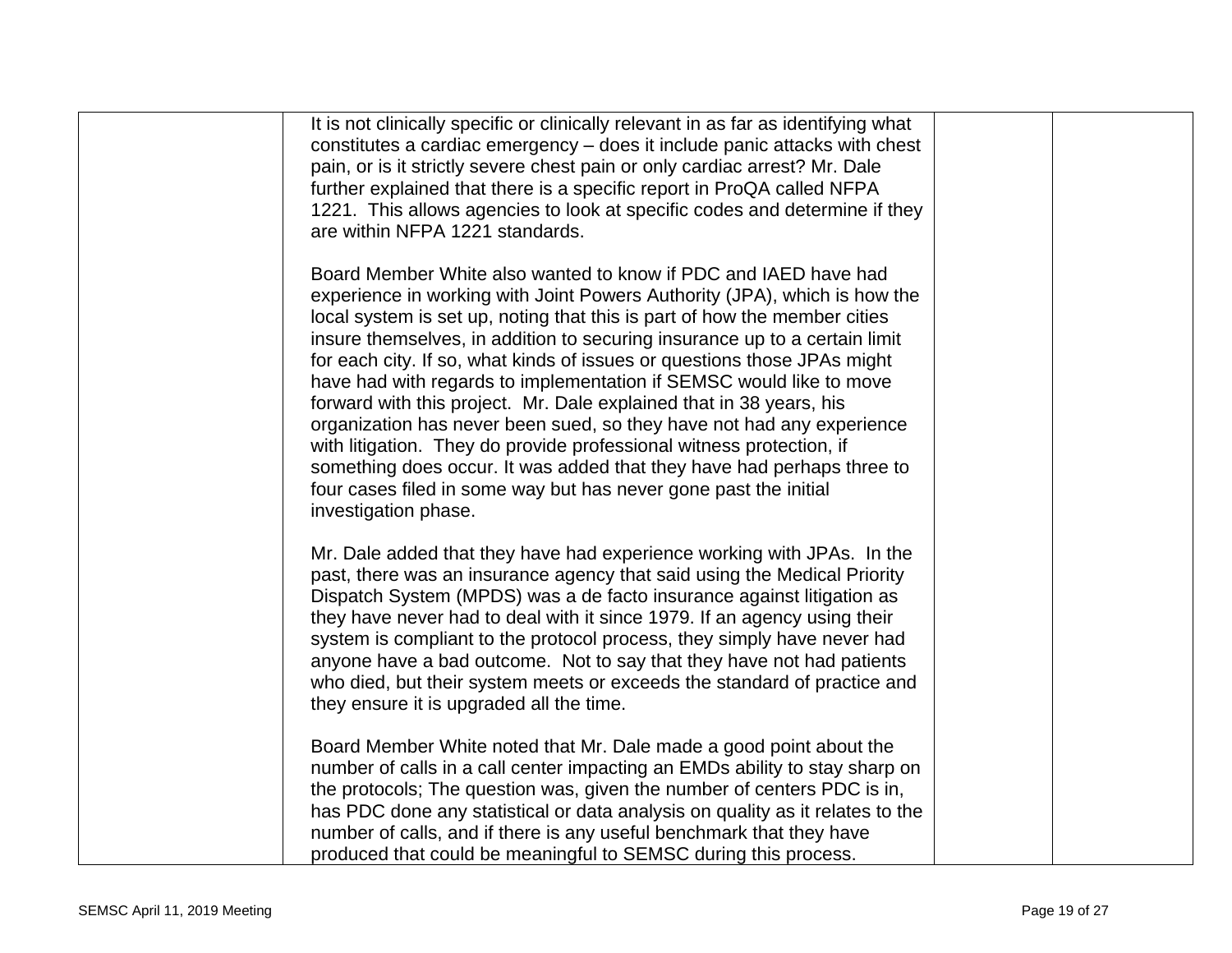| | | | |
|---|---|---|---|
| | It is not clinically specific or clinically relevant in as far as identifying what constitutes a cardiac emergency – does it include panic attacks with chest pain, or is it strictly severe chest pain or only cardiac arrest? Mr. Dale further explained that there is a specific report in ProQA called NFPA 1221. This allows agencies to look at specific codes and determine if they are within NFPA 1221 standards.<br><br>Board Member White also wanted to know if PDC and IAED have had experience in working with Joint Powers Authority (JPA), which is how the local system is set up, noting that this is part of how the member cities insure themselves, in addition to securing insurance up to a certain limit for each city. If so, what kinds of issues or questions those JPAs might have had with regards to implementation if SEMSC would like to move forward with this project. Mr. Dale explained that in 38 years, his organization has never been sued, so they have not had any experience with litigation. They do provide professional witness protection, if something does occur. It was added that they have had perhaps three to four cases filed in some way but has never gone past the initial investigation phase.<br><br>Mr. Dale added that they have had experience working with JPAs. In the past, there was an insurance agency that said using the Medical Priority Dispatch System (MPDS) was a de facto insurance against litigation as they have never had to deal with it since 1979. If an agency using their system is compliant to the protocol process, they simply have never had anyone have a bad outcome. Not to say that they have not had patients who died, but their system meets or exceeds the standard of practice and they ensure it is upgraded all the time.<br><br>Board Member White noted that Mr. Dale made a good point about the number of calls in a call center impacting an EMDs ability to stay sharp on the protocols; The question was, given the number of centers PDC is in, has PDC done any statistical or data analysis on quality as it relates to the number of calls, and if there is any useful benchmark that they have produced that could be meaningful to SEMSC during this process. | | |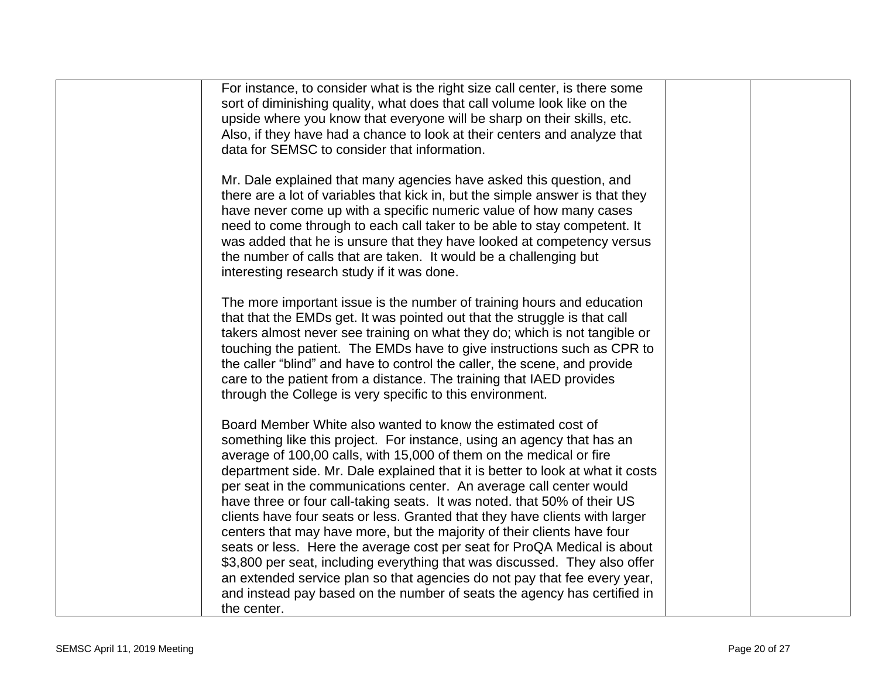| | | | |
|---|---|---|---|
| | For instance, to consider what is the right size call center, is there some sort of diminishing quality, what does that call volume look like on the upside where you know that everyone will be sharp on their skills, etc. Also, if they have had a chance to look at their centers and analyze that data for SEMSC to consider that information.<br><br>Mr. Dale explained that many agencies have asked this question, and there are a lot of variables that kick in, but the simple answer is that they have never come up with a specific numeric value of how many cases need to come through to each call taker to be able to stay competent. It was added that he is unsure that they have looked at competency versus the number of calls that are taken. It would be a challenging but interesting research study if it was done.<br><br>The more important issue is the number of training hours and education that that the EMDs get. It was pointed out that the struggle is that call takers almost never see training on what they do; which is not tangible or touching the patient. The EMDs have to give instructions such as CPR to the caller "blind" and have to control the caller, the scene, and provide care to the patient from a distance. The training that IAED provides through the College is very specific to this environment.<br><br>Board Member White also wanted to know the estimated cost of something like this project. For instance, using an agency that has an average of 100,00 calls, with 15,000 of them on the medical or fire department side. Mr. Dale explained that it is better to look at what it costs per seat in the communications center. An average call center would have three or four call-taking seats. It was noted. that 50% of their US clients have four seats or less. Granted that they have clients with larger centers that may have more, but the majority of their clients have four seats or less. Here the average cost per seat for ProQA Medical is about $3,800 per seat, including everything that was discussed. They also offer an extended service plan so that agencies do not pay that fee every year, and instead pay based on the number of seats the agency has certified in the center. | | |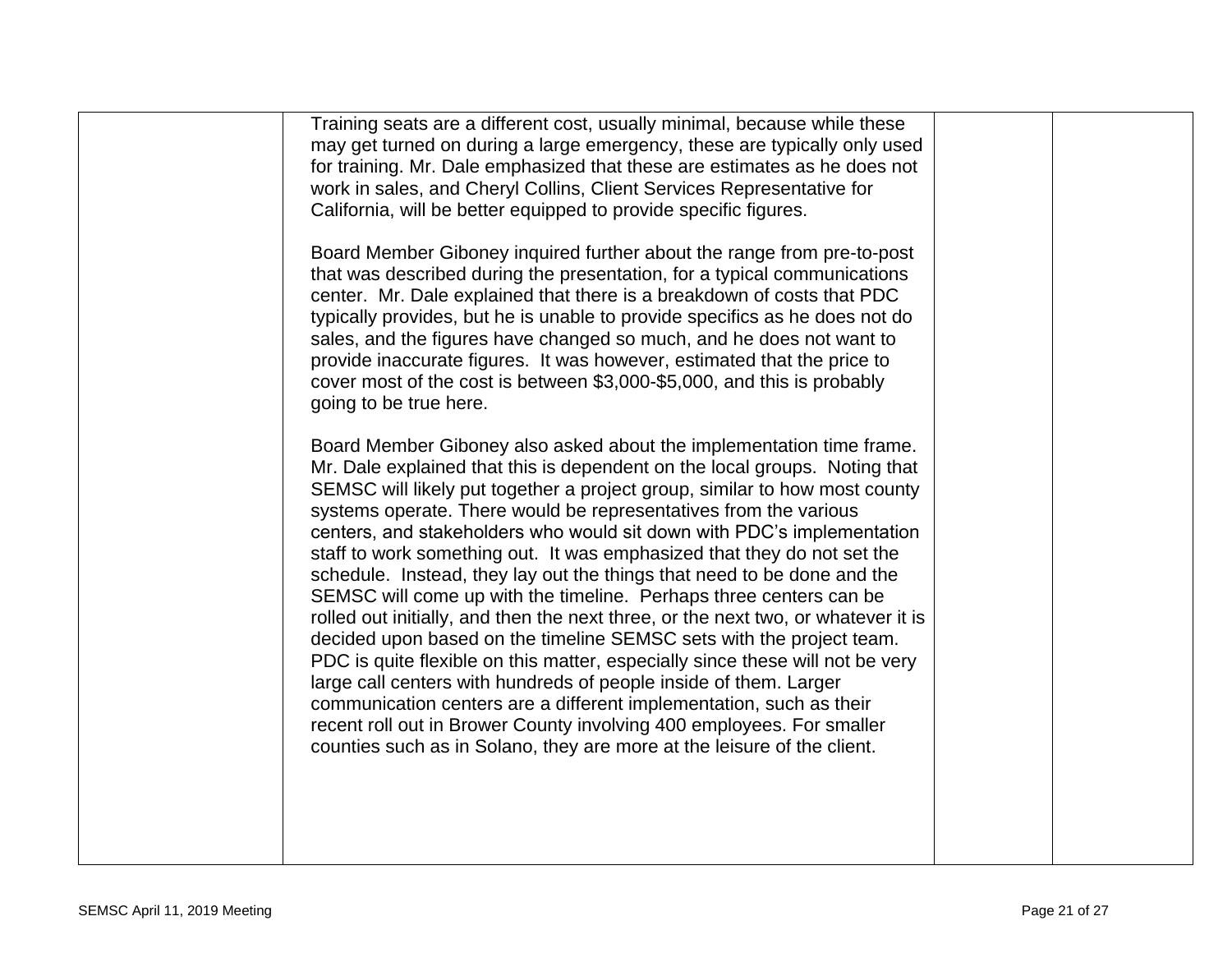| | | | |
|---|---|---|---|
| | Training seats are a different cost, usually minimal, because while these may get turned on during a large emergency, these are typically only used for training. Mr. Dale emphasized that these are estimates as he does not work in sales, and Cheryl Collins, Client Services Representative for California, will be better equipped to provide specific figures.<br><br>Board Member Giboney inquired further about the range from pre-to-post that was described during the presentation, for a typical communications center. Mr. Dale explained that there is a breakdown of costs that PDC typically provides, but he is unable to provide specifics as he does not do sales, and the figures have changed so much, and he does not want to provide inaccurate figures. It was however, estimated that the price to cover most of the cost is between $3,000-$5,000, and this is probably going to be true here.<br><br>Board Member Giboney also asked about the implementation time frame. Mr. Dale explained that this is dependent on the local groups. Noting that SEMSC will likely put together a project group, similar to how most county systems operate. There would be representatives from the various centers, and stakeholders who would sit down with PDC's implementation staff to work something out. It was emphasized that they do not set the schedule. Instead, they lay out the things that need to be done and the SEMSC will come up with the timeline. Perhaps three centers can be rolled out initially, and then the next three, or the next two, or whatever it is decided upon based on the timeline SEMSC sets with the project team. PDC is quite flexible on this matter, especially since these will not be very large call centers with hundreds of people inside of them. Larger communication centers are a different implementation, such as their recent roll out in Brower County involving 400 employees. For smaller counties such as in Solano, they are more at the leisure of the client. | | |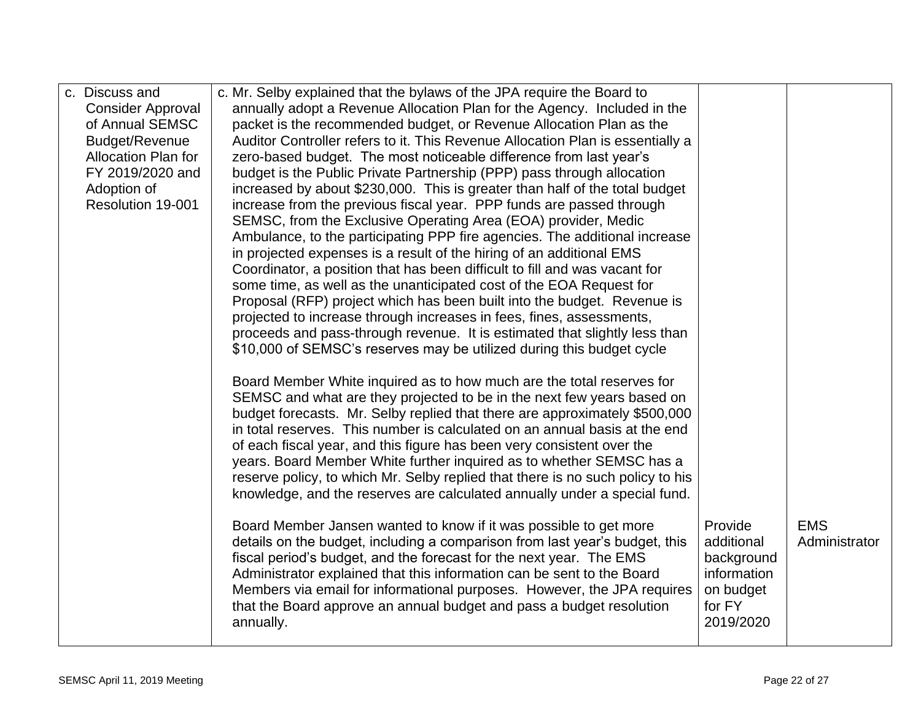| | | | |
|---|---|---|---|
| c. Discuss and Consider Approval of Annual SEMSC Budget/Revenue Allocation Plan for FY 2019/2020 and Adoption of Resolution 19-001 | c. Mr. Selby explained that the bylaws of the JPA require the Board to annually adopt a Revenue Allocation Plan for the Agency. Included in the packet is the recommended budget, or Revenue Allocation Plan as the Auditor Controller refers to it. This Revenue Allocation Plan is essentially a zero-based budget. The most noticeable difference from last year's budget is the Public Private Partnership (PPP) pass through allocation increased by about $230,000. This is greater than half of the total budget increase from the previous fiscal year. PPP funds are passed through SEMSC, from the Exclusive Operating Area (EOA) provider, Medic Ambulance, to the participating PPP fire agencies. The additional increase in projected expenses is a result of the hiring of an additional EMS Coordinator, a position that has been difficult to fill and was vacant for some time, as well as the unanticipated cost of the EOA Request for Proposal (RFP) project which has been built into the budget. Revenue is projected to increase through increases in fees, fines, assessments, proceeds and pass-through revenue. It is estimated that slightly less than $10,000 of SEMSC's reserves may be utilized during this budget cycle<br><br>Board Member White inquired as to how much are the total reserves for SEMSC and what are they projected to be in the next few years based on budget forecasts. Mr. Selby replied that there are approximately $500,000 in total reserves. This number is calculated on an annual basis at the end of each fiscal year, and this figure has been very consistent over the years. Board Member White further inquired as to whether SEMSC has a reserve policy, to which Mr. Selby replied that there is no such policy to his knowledge, and the reserves are calculated annually under a special fund.<br><br>Board Member Jansen wanted to know if it was possible to get more details on the budget, including a comparison from last year's budget, this fiscal period's budget, and the forecast for the next year. The EMS Administrator explained that this information can be sent to the Board Members via email for informational purposes. However, the JPA requires that the Board approve an annual budget and pass a budget resolution annually. | Provide additional background information on budget for FY 2019/2020 | EMS Administrator |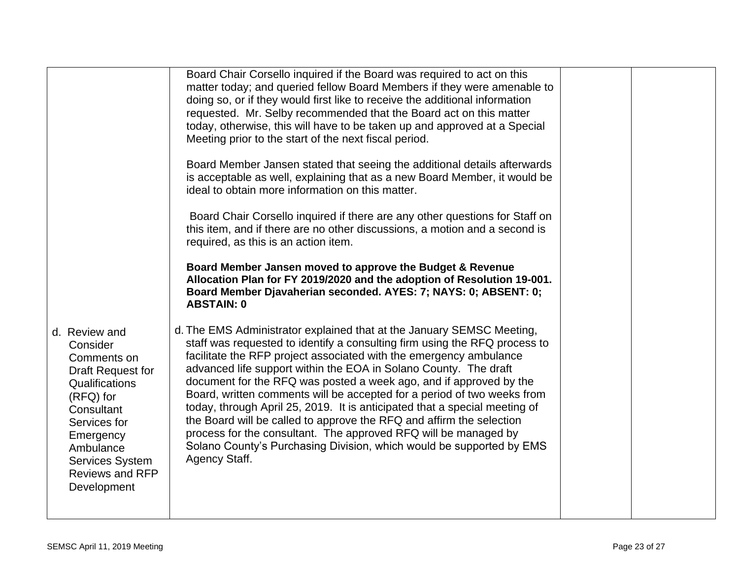| | | | |
|---|---|---|---|
| | Board Chair Corsello inquired if the Board was required to act on this matter today; and queried fellow Board Members if they were amenable to doing so, or if they would first like to receive the additional information requested. Mr. Selby recommended that the Board act on this matter today, otherwise, this will have to be taken up and approved at a Special Meeting prior to the start of the next fiscal period.<br><br>Board Member Jansen stated that seeing the additional details afterwards is acceptable as well, explaining that as a new Board Member, it would be ideal to obtain more information on this matter.<br><br>Board Chair Corsello inquired if there are any other questions for Staff on this item, and if there are no other discussions, a motion and a second is required, as this is an action item.<br><br>**Board Member Jansen moved to approve the Budget & Revenue Allocation Plan for FY 2019/2020 and the adoption of Resolution 19-001. Board Member Djavaherian seconded. AYES: 7; NAYS: 0; ABSENT: 0; ABSTAIN: 0** | | |
| d. Review and Consider Comments on Draft Request for Qualifications (RFQ) for Consultant Services for Emergency Ambulance Services System Reviews and RFP Development | d. The EMS Administrator explained that at the January SEMSC Meeting, staff was requested to identify a consulting firm using the RFQ process to facilitate the RFP project associated with the emergency ambulance advanced life support within the EOA in Solano County. The draft document for the RFQ was posted a week ago, and if approved by the Board, written comments will be accepted for a period of two weeks from today, through April 25, 2019. It is anticipated that a special meeting of the Board will be called to approve the RFQ and affirm the selection process for the consultant. The approved RFQ will be managed by Solano County's Purchasing Division, which would be supported by EMS Agency Staff. | | |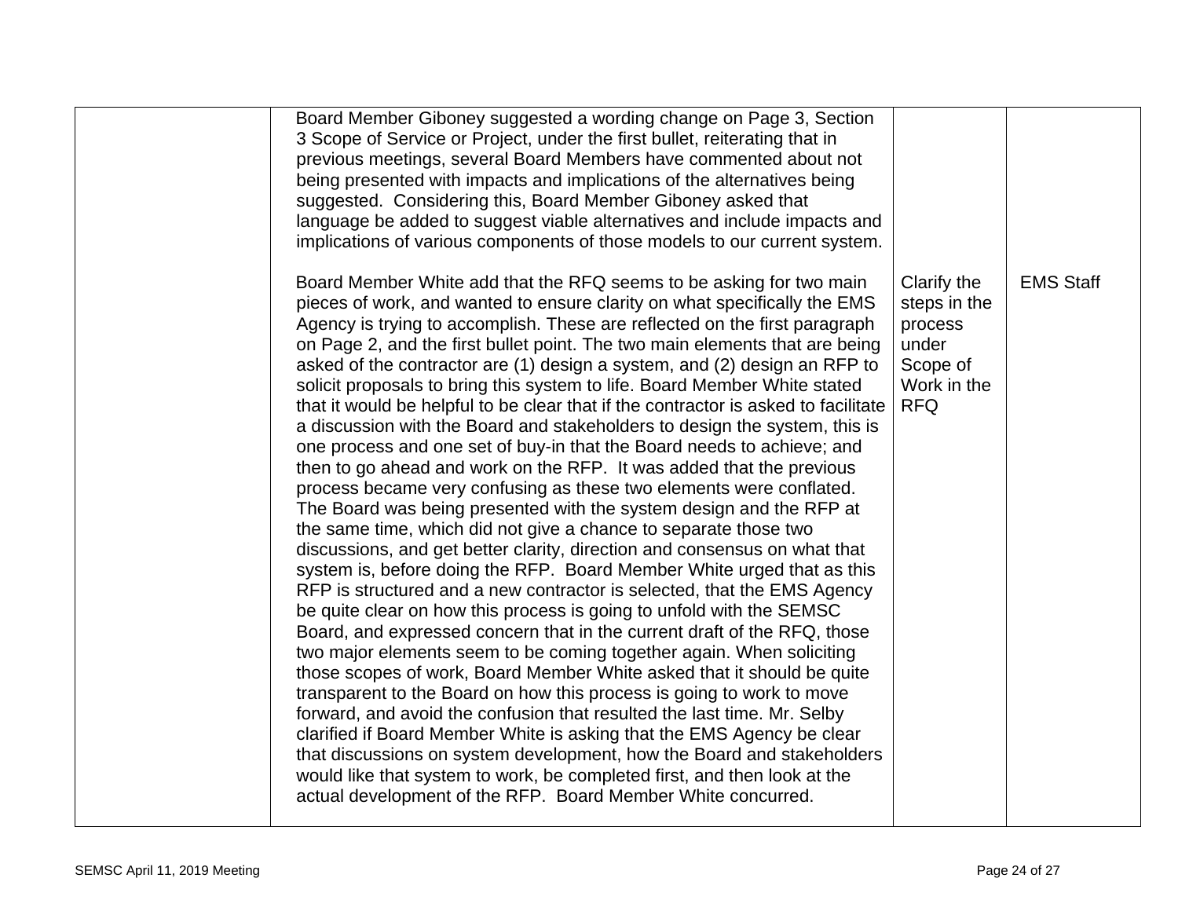|  |  |  |  |
|---|---|---|---|
|  | Board Member Giboney suggested a wording change on Page 3, Section 3 Scope of Service or Project, under the first bullet, reiterating that in previous meetings, several Board Members have commented about not being presented with impacts and implications of the alternatives being suggested. Considering this, Board Member Giboney asked that language be added to suggest viable alternatives and include impacts and implications of various components of those models to our current system.<br><br>Board Member White add that the RFQ seems to be asking for two main pieces of work, and wanted to ensure clarity on what specifically the EMS Agency is trying to accomplish. These are reflected on the first paragraph on Page 2, and the first bullet point. The two main elements that are being asked of the contractor are (1) design a system, and (2) design an RFP to solicit proposals to bring this system to life. Board Member White stated that it would be helpful to be clear that if the contractor is asked to facilitate a discussion with the Board and stakeholders to design the system, this is one process and one set of buy-in that the Board needs to achieve; and then to go ahead and work on the RFP. It was added that the previous process became very confusing as these two elements were conflated. The Board was being presented with the system design and the RFP at the same time, which did not give a chance to separate those two discussions, and get better clarity, direction and consensus on what that system is, before doing the RFP. Board Member White urged that as this RFP is structured and a new contractor is selected, that the EMS Agency be quite clear on how this process is going to unfold with the SEMSC Board, and expressed concern that in the current draft of the RFQ, those two major elements seem to be coming together again. When soliciting those scopes of work, Board Member White asked that it should be quite transparent to the Board on how this process is going to work to move forward, and avoid the confusion that resulted the last time. Mr. Selby clarified if Board Member White is asking that the EMS Agency be clear that discussions on system development, how the Board and stakeholders would like that system to work, be completed first, and then look at the actual development of the RFP. Board Member White concurred. | Clarify the steps in the process under Scope of Work in the RFQ | EMS Staff |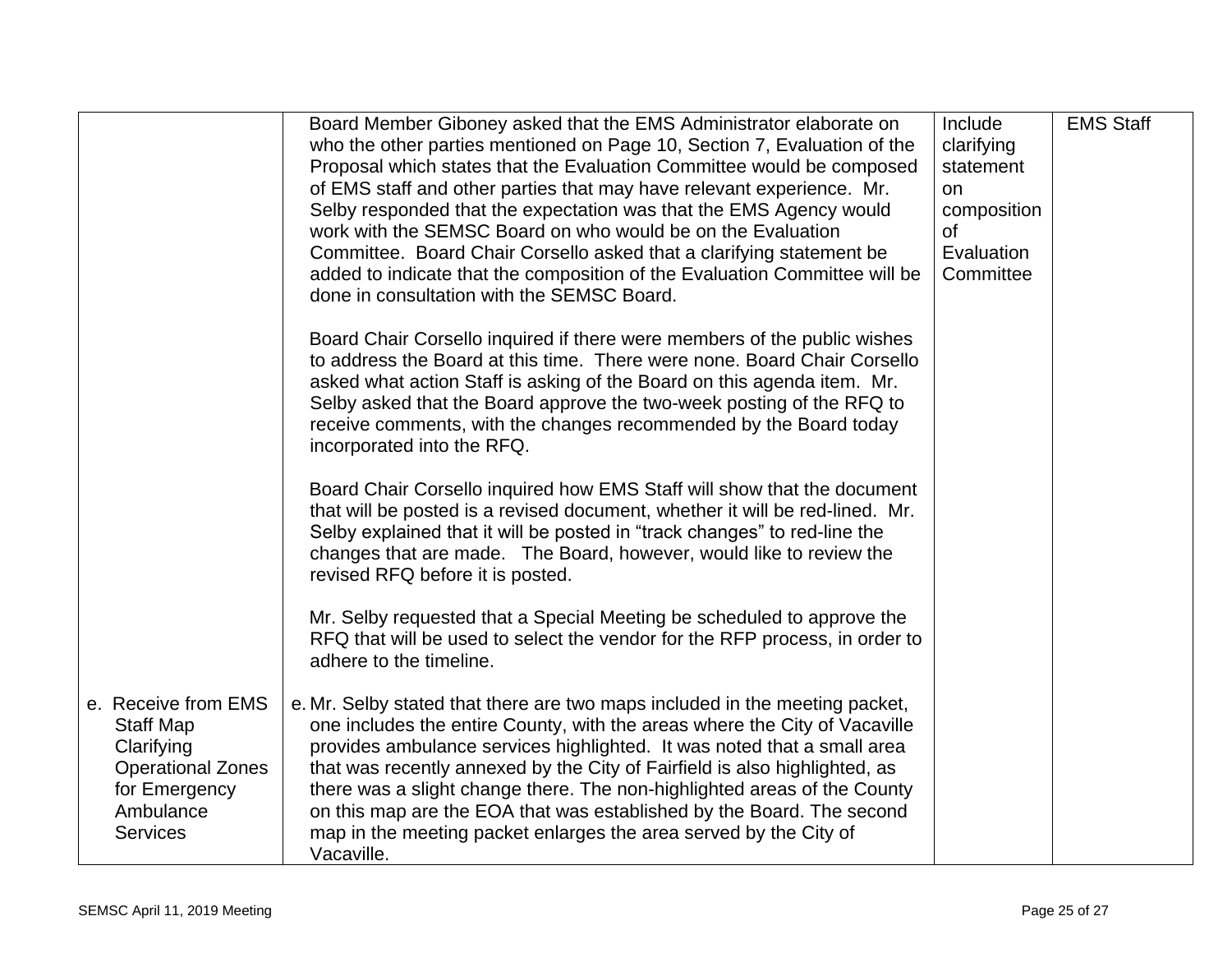| | | | |
|---|---|---|---|
| | Board Member Giboney asked that the EMS Administrator elaborate on who the other parties mentioned on Page 10, Section 7, Evaluation of the Proposal which states that the Evaluation Committee would be composed of EMS staff and other parties that may have relevant experience. Mr. Selby responded that the expectation was that the EMS Agency would work with the SEMSC Board on who would be on the Evaluation Committee. Board Chair Corsello asked that a clarifying statement be added to indicate that the composition of the Evaluation Committee will be done in consultation with the SEMSC Board.<br><br>Board Chair Corsello inquired if there were members of the public wishes to address the Board at this time. There were none. Board Chair Corsello asked what action Staff is asking of the Board on this agenda item. Mr. Selby asked that the Board approve the two-week posting of the RFQ to receive comments, with the changes recommended by the Board today incorporated into the RFQ.<br><br>Board Chair Corsello inquired how EMS Staff will show that the document that will be posted is a revised document, whether it will be red-lined. Mr. Selby explained that it will be posted in "track changes" to red-line the changes that are made. The Board, however, would like to review the revised RFQ before it is posted.<br><br>Mr. Selby requested that a Special Meeting be scheduled to approve the RFQ that will be used to select the vendor for the RFP process, in order to adhere to the timeline. | Include clarifying statement on composition of Evaluation Committee | EMS Staff |
| e. Receive from EMS Staff Map Clarifying Operational Zones for Emergency Ambulance Services | e. Mr. Selby stated that there are two maps included in the meeting packet, one includes the entire County, with the areas where the City of Vacaville provides ambulance services highlighted. It was noted that a small area that was recently annexed by the City of Fairfield is also highlighted, as there was a slight change there. The non-highlighted areas of the County on this map are the EOA that was established by the Board. The second map in the meeting packet enlarges the area served by the City of Vacaville. | | |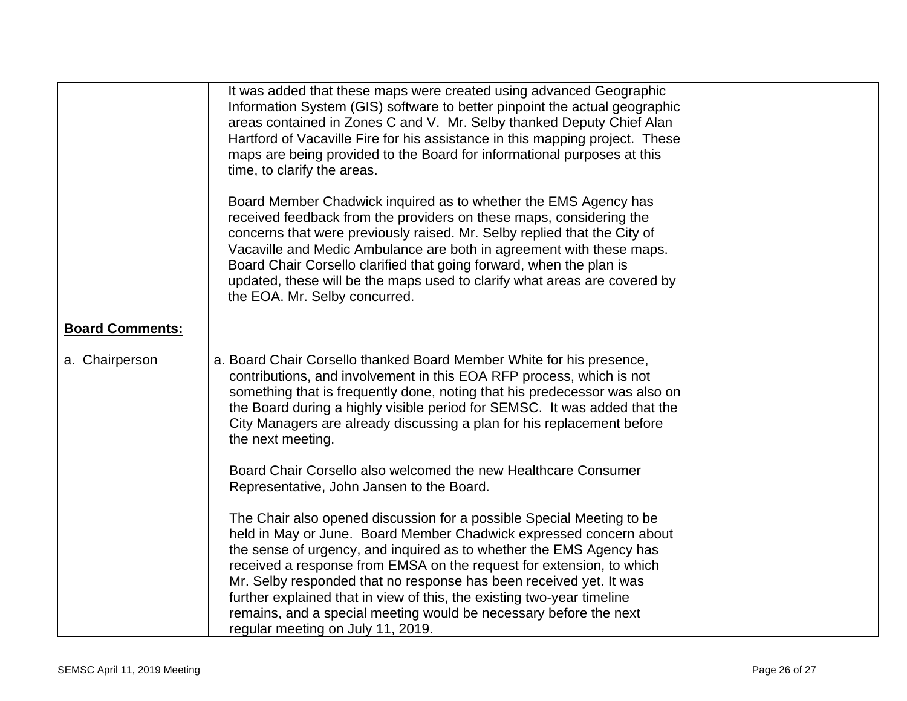| | | | |
|---|---|---|---|
| | It was added that these maps were created using advanced Geographic Information System (GIS) software to better pinpoint the actual geographic areas contained in Zones C and V. Mr. Selby thanked Deputy Chief Alan Hartford of Vacaville Fire for his assistance in this mapping project. These maps are being provided to the Board for informational purposes at this time, to clarify the areas.<br><br>Board Member Chadwick inquired as to whether the EMS Agency has received feedback from the providers on these maps, considering the concerns that were previously raised. Mr. Selby replied that the City of Vacaville and Medic Ambulance are both in agreement with these maps. Board Chair Corsello clarified that going forward, when the plan is updated, these will be the maps used to clarify what areas are covered by the EOA. Mr. Selby concurred. | | |
| **Board Comments:**<br><br>a. Chairperson | a. Board Chair Corsello thanked Board Member White for his presence, contributions, and involvement in this EOA RFP process, which is not something that is frequently done, noting that his predecessor was also on the Board during a highly visible period for SEMSC. It was added that the City Managers are already discussing a plan for his replacement before the next meeting.<br><br>Board Chair Corsello also welcomed the new Healthcare Consumer Representative, John Jansen to the Board.<br><br>The Chair also opened discussion for a possible Special Meeting to be held in May or June. Board Member Chadwick expressed concern about the sense of urgency, and inquired as to whether the EMS Agency has received a response from EMSA on the request for extension, to which Mr. Selby responded that no response has been received yet. It was further explained that in view of this, the existing two-year timeline remains, and a special meeting would be necessary before the next regular meeting on July 11, 2019. | | |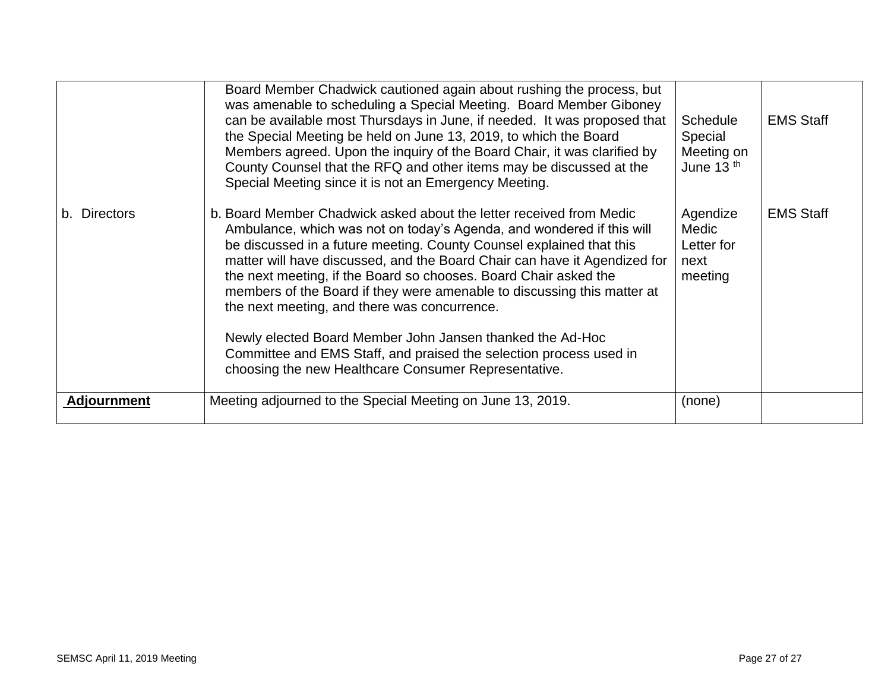| | | | |
|---|---|---|---|
| | Board Member Chadwick cautioned again about rushing the process, but was amenable to scheduling a Special Meeting. Board Member Giboney can be available most Thursdays in June, if needed. It was proposed that the Special Meeting be held on June 13, 2019, to which the Board Members agreed. Upon the inquiry of the Board Chair, it was clarified by County Counsel that the RFQ and other items may be discussed at the Special Meeting since it is not an Emergency Meeting. | Schedule Special Meeting on June 13[th] | EMS Staff |
| b. Directors | b. Board Member Chadwick asked about the letter received from Medic Ambulance, which was not on today's Agenda, and wondered if this will be discussed in a future meeting. County Counsel explained that this matter will have discussed, and the Board Chair can have it Agendized for the next meeting, if the Board so chooses. Board Chair asked the members of the Board if they were amenable to discussing this matter at the next meeting, and there was concurrence.<br><br>Newly elected Board Member John Jansen thanked the Ad-Hoc Committee and EMS Staff, and praised the selection process used in choosing the new Healthcare Consumer Representative. | Agendize Medic Letter for next meeting | EMS Staff |
| **Adjournment** | Meeting adjourned to the Special Meeting on June 13, 2019. | (none) | |